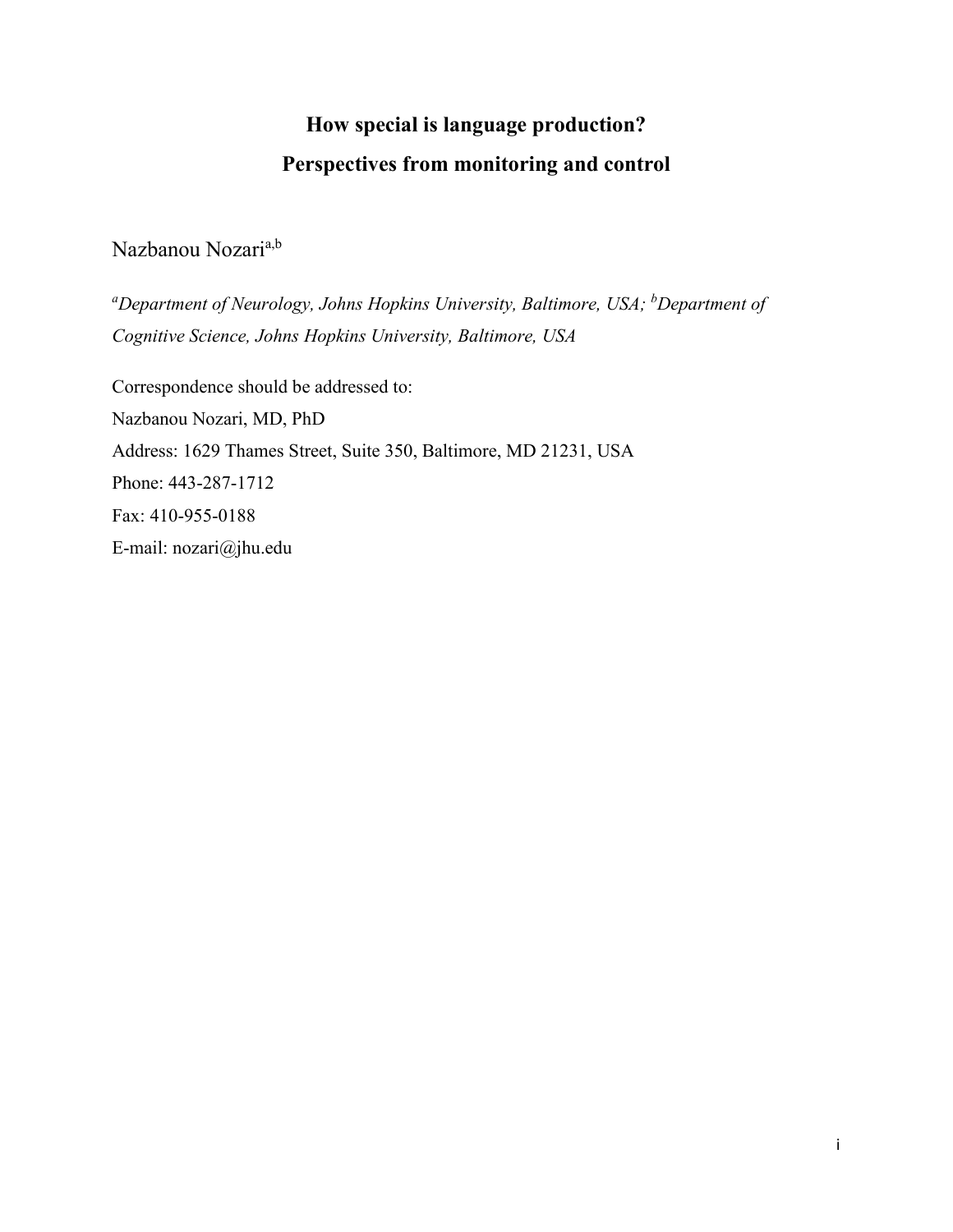# How special is language production?
## Perspectives from monitoring and control

Nazbanou Nozari[a,b]

*[a]Department of Neurology, Johns Hopkins University, Baltimore, USA; [b]Department of Cognitive Science, Johns Hopkins University, Baltimore, USA*

Correspondence should be addressed to:
Nazbanou Nozari, MD, PhD
Address: 1629 Thames Street, Suite 350, Baltimore, MD 21231, USA
Phone: 443-287-1712
Fax: 410-955-0188
E-mail: nozari@jhu.edu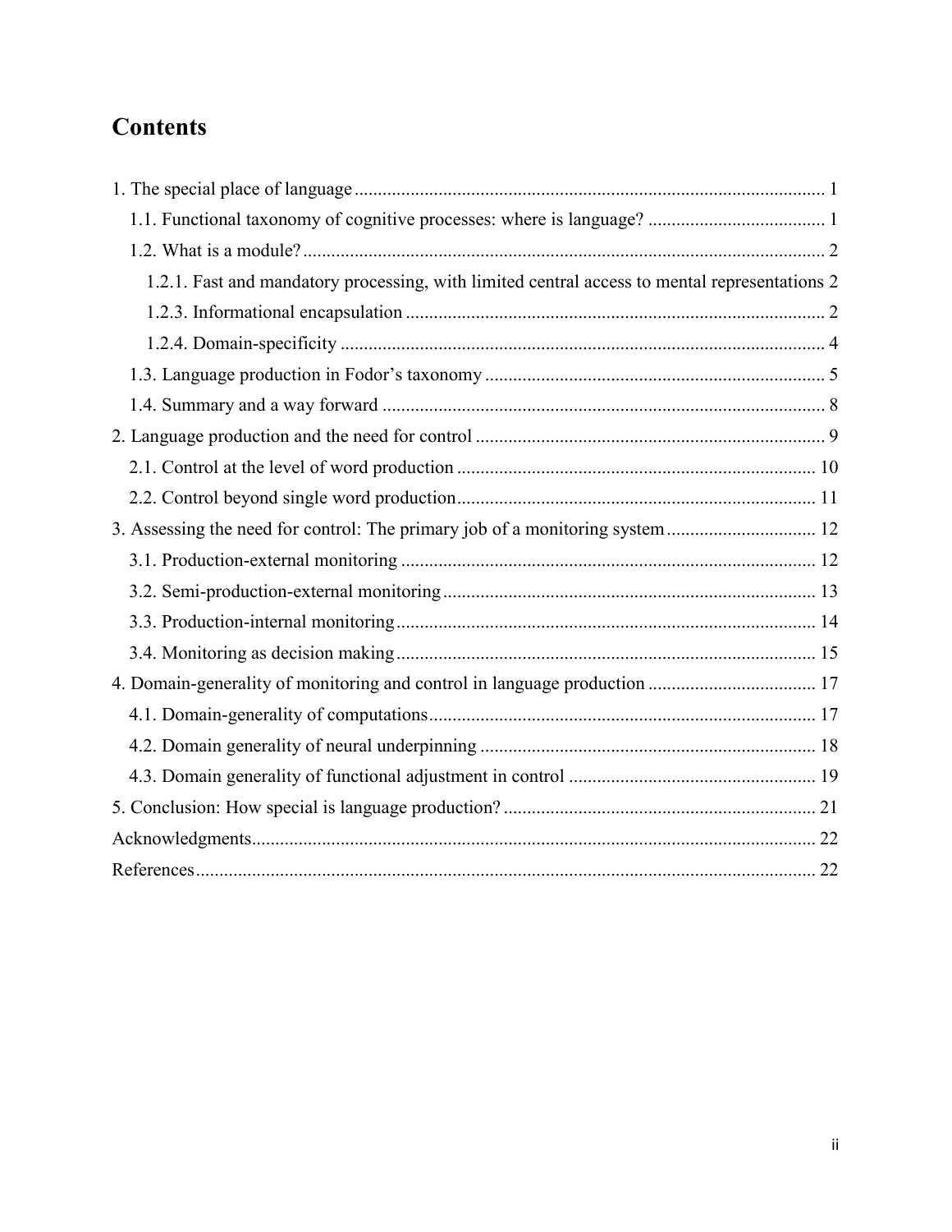# Contents

1. The special place of language ..... 1
   - 1.1. Functional taxonomy of cognitive processes: where is language? ..... 1
   - 1.2. What is a module? ..... 2
     - 1.2.1. Fast and mandatory processing, with limited central access to mental representations 2
     - 1.2.3. Informational encapsulation ..... 2
     - 1.2.4. Domain-specificity ..... 4
   - 1.3. Language production in Fodor's taxonomy ..... 5
   - 1.4. Summary and a way forward ..... 8
2. Language production and the need for control ..... 9
   - 2.1. Control at the level of word production ..... 10
   - 2.2. Control beyond single word production ..... 11
3. Assessing the need for control: The primary job of a monitoring system ..... 12
   - 3.1. Production-external monitoring ..... 12
   - 3.2. Semi-production-external monitoring ..... 13
   - 3.3. Production-internal monitoring ..... 14
   - 3.4. Monitoring as decision making ..... 15
4. Domain-generality of monitoring and control in language production ..... 17
   - 4.1. Domain-generality of computations ..... 17
   - 4.2. Domain generality of neural underpinning ..... 18
   - 4.3. Domain generality of functional adjustment in control ..... 19
5. Conclusion: How special is language production? ..... 21

Acknowledgments ..... 22

References ..... 22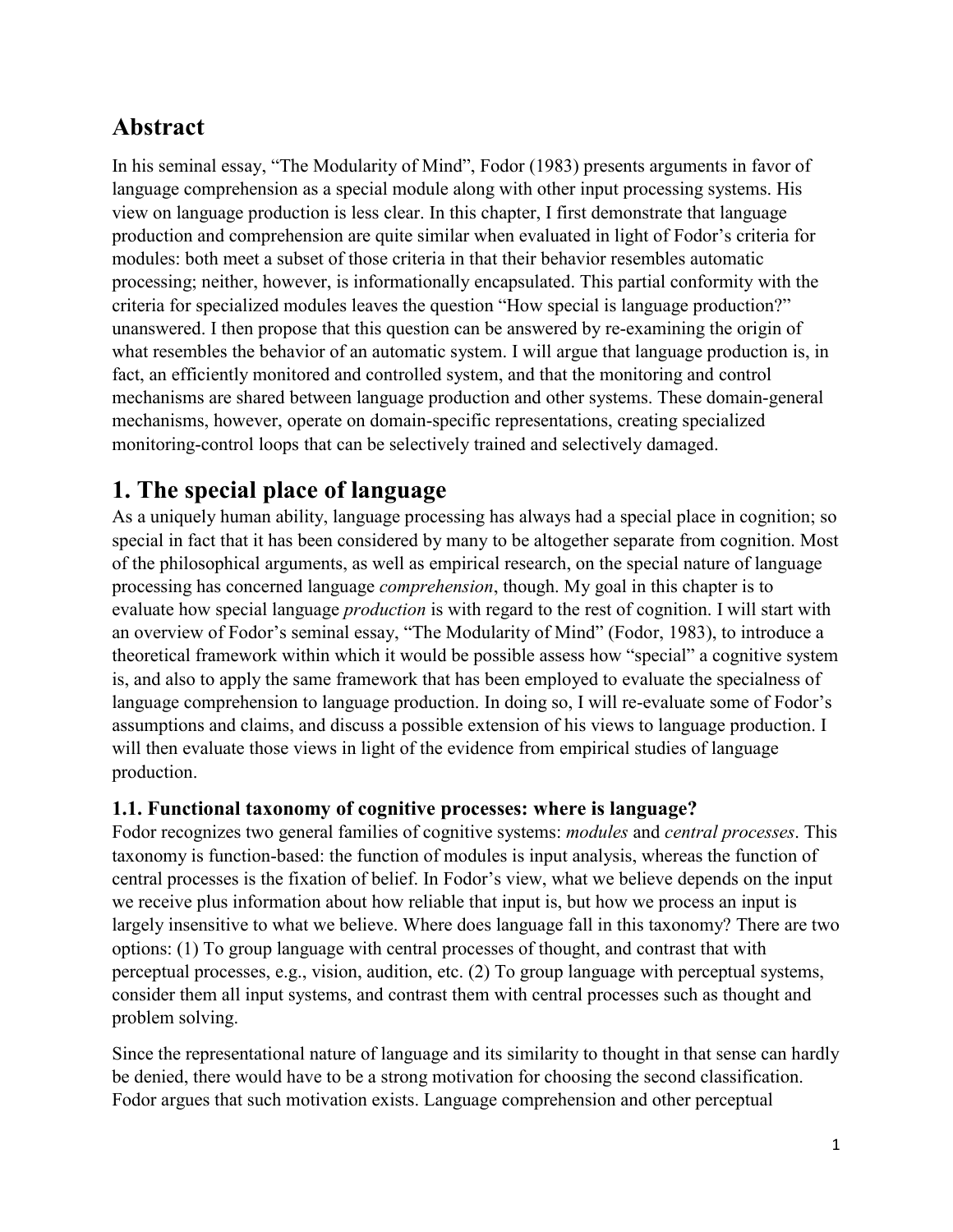## Abstract

In his seminal essay, "The Modularity of Mind", Fodor (1983) presents arguments in favor of language comprehension as a special module along with other input processing systems. His view on language production is less clear. In this chapter, I first demonstrate that language production and comprehension are quite similar when evaluated in light of Fodor's criteria for modules: both meet a subset of those criteria in that their behavior resembles automatic processing; neither, however, is informationally encapsulated. This partial conformity with the criteria for specialized modules leaves the question "How special is language production?" unanswered. I then propose that this question can be answered by re-examining the origin of what resembles the behavior of an automatic system. I will argue that language production is, in fact, an efficiently monitored and controlled system, and that the monitoring and control mechanisms are shared between language production and other systems. These domain-general mechanisms, however, operate on domain-specific representations, creating specialized monitoring-control loops that can be selectively trained and selectively damaged.

# 1. The special place of language

As a uniquely human ability, language processing has always had a special place in cognition; so special in fact that it has been considered by many to be altogether separate from cognition. Most of the philosophical arguments, as well as empirical research, on the special nature of language processing has concerned language *comprehension*, though. My goal in this chapter is to evaluate how special language *production* is with regard to the rest of cognition. I will start with an overview of Fodor's seminal essay, "The Modularity of Mind" (Fodor, 1983), to introduce a theoretical framework within which it would be possible assess how "special" a cognitive system is, and also to apply the same framework that has been employed to evaluate the specialness of language comprehension to language production. In doing so, I will re-evaluate some of Fodor's assumptions and claims, and discuss a possible extension of his views to language production. I will then evaluate those views in light of the evidence from empirical studies of language production.

### 1.1. Functional taxonomy of cognitive processes: where is language?

Fodor recognizes two general families of cognitive systems: *modules* and *central processes*. This taxonomy is function-based: the function of modules is input analysis, whereas the function of central processes is the fixation of belief. In Fodor's view, what we believe depends on the input we receive plus information about how reliable that input is, but how we process an input is largely insensitive to what we believe. Where does language fall in this taxonomy? There are two options: (1) To group language with central processes of thought, and contrast that with perceptual processes, e.g., vision, audition, etc. (2) To group language with perceptual systems, consider them all input systems, and contrast them with central processes such as thought and problem solving.

Since the representational nature of language and its similarity to thought in that sense can hardly be denied, there would have to be a strong motivation for choosing the second classification. Fodor argues that such motivation exists. Language comprehension and other perceptual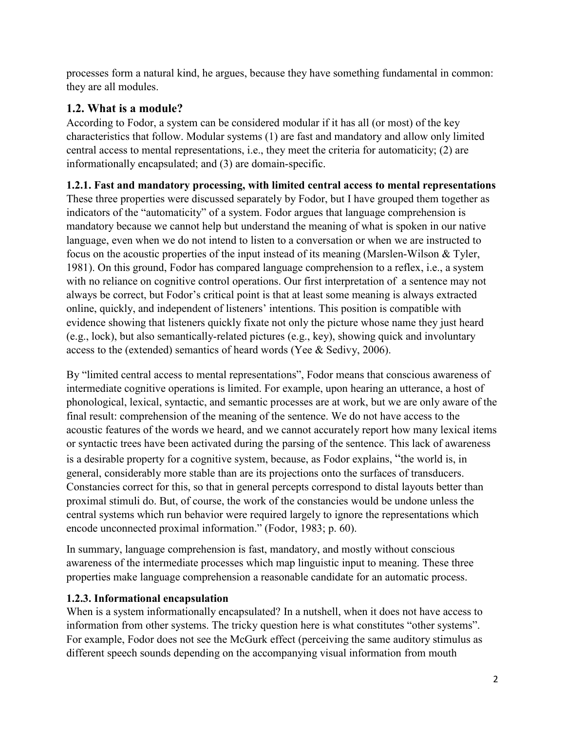processes form a natural kind, he argues, because they have something fundamental in common: they are all modules.

## 1.2. What is a module?

According to Fodor, a system can be considered modular if it has all (or most) of the key characteristics that follow. Modular systems (1) are fast and mandatory and allow only limited central access to mental representations, i.e., they meet the criteria for automaticity; (2) are informationally encapsulated; and (3) are domain-specific.

### 1.2.1. Fast and mandatory processing, with limited central access to mental representations

These three properties were discussed separately by Fodor, but I have grouped them together as indicators of the "automaticity" of a system. Fodor argues that language comprehension is mandatory because we cannot help but understand the meaning of what is spoken in our native language, even when we do not intend to listen to a conversation or when we are instructed to focus on the acoustic properties of the input instead of its meaning (Marslen-Wilson & Tyler, 1981). On this ground, Fodor has compared language comprehension to a reflex, i.e., a system with no reliance on cognitive control operations. Our first interpretation of a sentence may not always be correct, but Fodor's critical point is that at least some meaning is always extracted online, quickly, and independent of listeners' intentions. This position is compatible with evidence showing that listeners quickly fixate not only the picture whose name they just heard (e.g., lock), but also semantically-related pictures (e.g., key), showing quick and involuntary access to the (extended) semantics of heard words (Yee & Sedivy, 2006).

By "limited central access to mental representations", Fodor means that conscious awareness of intermediate cognitive operations is limited. For example, upon hearing an utterance, a host of phonological, lexical, syntactic, and semantic processes are at work, but we are only aware of the final result: comprehension of the meaning of the sentence. We do not have access to the acoustic features of the words we heard, and we cannot accurately report how many lexical items or syntactic trees have been activated during the parsing of the sentence. This lack of awareness is a desirable property for a cognitive system, because, as Fodor explains, "the world is, in general, considerably more stable than are its projections onto the surfaces of transducers. Constancies correct for this, so that in general percepts correspond to distal layouts better than proximal stimuli do. But, of course, the work of the constancies would be undone unless the central systems which run behavior were required largely to ignore the representations which encode unconnected proximal information." (Fodor, 1983; p. 60).

In summary, language comprehension is fast, mandatory, and mostly without conscious awareness of the intermediate processes which map linguistic input to meaning. These three properties make language comprehension a reasonable candidate for an automatic process.

### 1.2.3. Informational encapsulation

When is a system informationally encapsulated? In a nutshell, when it does not have access to information from other systems. The tricky question here is what constitutes "other systems". For example, Fodor does not see the McGurk effect (perceiving the same auditory stimulus as different speech sounds depending on the accompanying visual information from mouth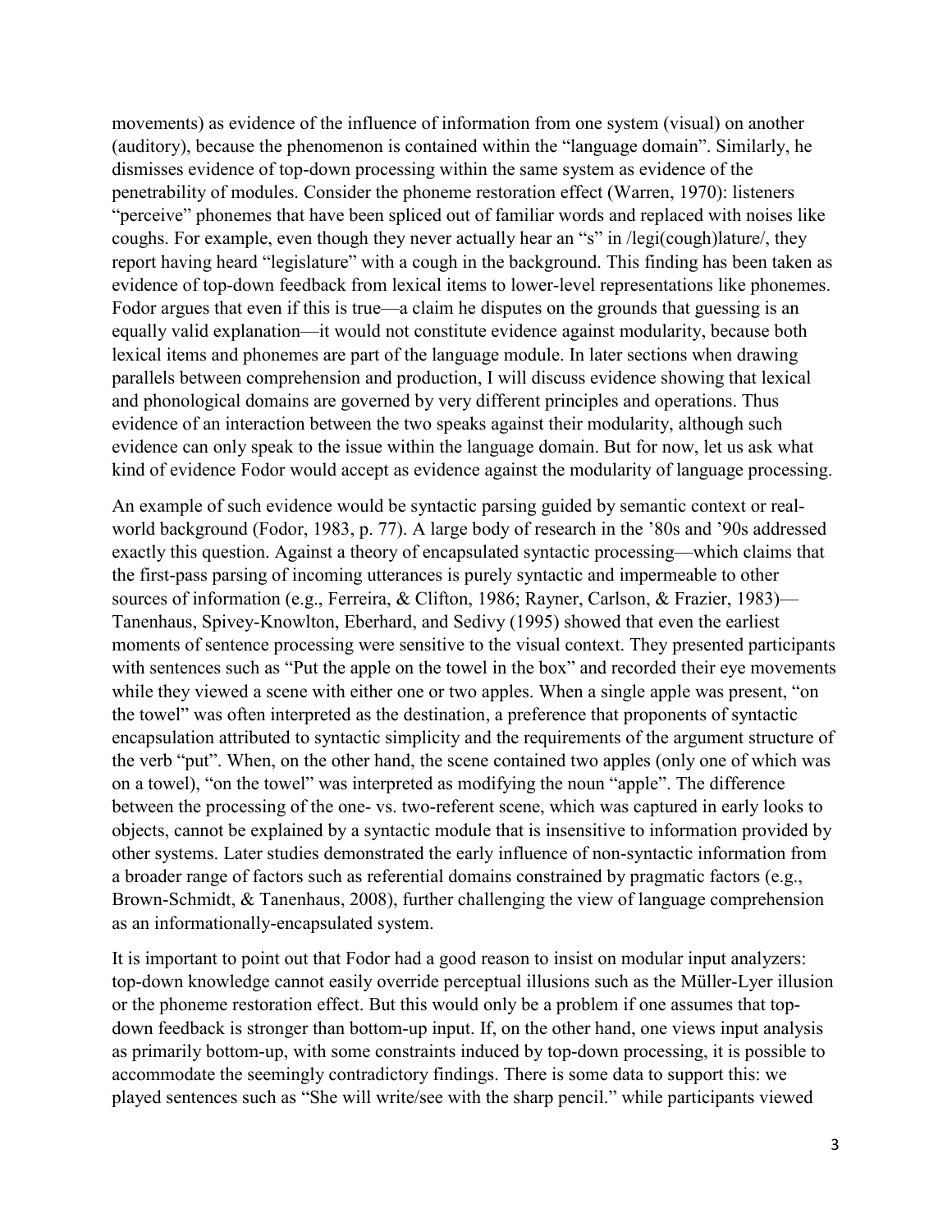movements) as evidence of the influence of information from one system (visual) on another (auditory), because the phenomenon is contained within the "language domain". Similarly, he dismisses evidence of top-down processing within the same system as evidence of the penetrability of modules. Consider the phoneme restoration effect (Warren, 1970): listeners "perceive" phonemes that have been spliced out of familiar words and replaced with noises like coughs. For example, even though they never actually hear an "s" in /legi(cough)lature/, they report having heard "legislature" with a cough in the background. This finding has been taken as evidence of top-down feedback from lexical items to lower-level representations like phonemes. Fodor argues that even if this is true—a claim he disputes on the grounds that guessing is an equally valid explanation—it would not constitute evidence against modularity, because both lexical items and phonemes are part of the language module. In later sections when drawing parallels between comprehension and production, I will discuss evidence showing that lexical and phonological domains are governed by very different principles and operations. Thus evidence of an interaction between the two speaks against their modularity, although such evidence can only speak to the issue within the language domain. But for now, let us ask what kind of evidence Fodor would accept as evidence against the modularity of language processing.

An example of such evidence would be syntactic parsing guided by semantic context or real-world background (Fodor, 1983, p. 77). A large body of research in the '80s and '90s addressed exactly this question. Against a theory of encapsulated syntactic processing—which claims that the first-pass parsing of incoming utterances is purely syntactic and impermeable to other sources of information (e.g., Ferreira, & Clifton, 1986; Rayner, Carlson, & Frazier, 1983)—Tanenhaus, Spivey-Knowlton, Eberhard, and Sedivy (1995) showed that even the earliest moments of sentence processing were sensitive to the visual context. They presented participants with sentences such as "Put the apple on the towel in the box" and recorded their eye movements while they viewed a scene with either one or two apples. When a single apple was present, "on the towel" was often interpreted as the destination, a preference that proponents of syntactic encapsulation attributed to syntactic simplicity and the requirements of the argument structure of the verb "put". When, on the other hand, the scene contained two apples (only one of which was on a towel), "on the towel" was interpreted as modifying the noun "apple". The difference between the processing of the one- vs. two-referent scene, which was captured in early looks to objects, cannot be explained by a syntactic module that is insensitive to information provided by other systems. Later studies demonstrated the early influence of non-syntactic information from a broader range of factors such as referential domains constrained by pragmatic factors (e.g., Brown-Schmidt, & Tanenhaus, 2008), further challenging the view of language comprehension as an informationally-encapsulated system.

It is important to point out that Fodor had a good reason to insist on modular input analyzers: top-down knowledge cannot easily override perceptual illusions such as the Müller-Lyer illusion or the phoneme restoration effect. But this would only be a problem if one assumes that top-down feedback is stronger than bottom-up input. If, on the other hand, one views input analysis as primarily bottom-up, with some constraints induced by top-down processing, it is possible to accommodate the seemingly contradictory findings. There is some data to support this: we played sentences such as "She will write/see with the sharp pencil." while participants viewed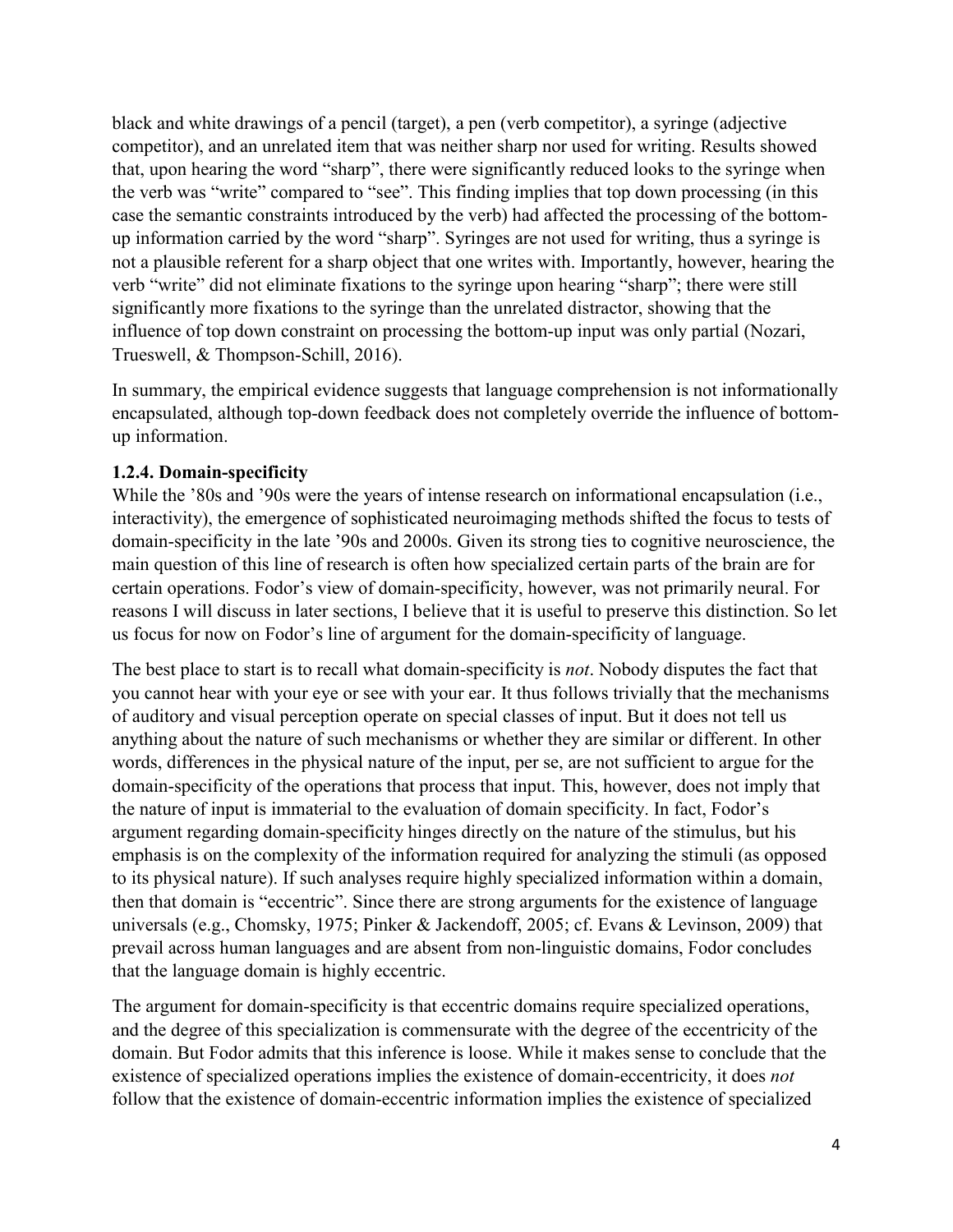black and white drawings of a pencil (target), a pen (verb competitor), a syringe (adjective competitor), and an unrelated item that was neither sharp nor used for writing. Results showed that, upon hearing the word "sharp", there were significantly reduced looks to the syringe when the verb was "write" compared to "see". This finding implies that top down processing (in this case the semantic constraints introduced by the verb) had affected the processing of the bottom-up information carried by the word "sharp". Syringes are not used for writing, thus a syringe is not a plausible referent for a sharp object that one writes with. Importantly, however, hearing the verb "write" did not eliminate fixations to the syringe upon hearing "sharp"; there were still significantly more fixations to the syringe than the unrelated distractor, showing that the influence of top down constraint on processing the bottom-up input was only partial (Nozari, Trueswell, & Thompson-Schill, 2016).

In summary, the empirical evidence suggests that language comprehension is not informationally encapsulated, although top-down feedback does not completely override the influence of bottom-up information.

### 1.2.4. Domain-specificity

While the '80s and '90s were the years of intense research on informational encapsulation (i.e., interactivity), the emergence of sophisticated neuroimaging methods shifted the focus to tests of domain-specificity in the late '90s and 2000s. Given its strong ties to cognitive neuroscience, the main question of this line of research is often how specialized certain parts of the brain are for certain operations. Fodor's view of domain-specificity, however, was not primarily neural. For reasons I will discuss in later sections, I believe that it is useful to preserve this distinction. So let us focus for now on Fodor's line of argument for the domain-specificity of language.

The best place to start is to recall what domain-specificity is *not*. Nobody disputes the fact that you cannot hear with your eye or see with your ear. It thus follows trivially that the mechanisms of auditory and visual perception operate on special classes of input. But it does not tell us anything about the nature of such mechanisms or whether they are similar or different. In other words, differences in the physical nature of the input, per se, are not sufficient to argue for the domain-specificity of the operations that process that input. This, however, does not imply that the nature of input is immaterial to the evaluation of domain specificity. In fact, Fodor's argument regarding domain-specificity hinges directly on the nature of the stimulus, but his emphasis is on the complexity of the information required for analyzing the stimuli (as opposed to its physical nature). If such analyses require highly specialized information within a domain, then that domain is "eccentric". Since there are strong arguments for the existence of language universals (e.g., Chomsky, 1975; Pinker & Jackendoff, 2005; cf. Evans & Levinson, 2009) that prevail across human languages and are absent from non-linguistic domains, Fodor concludes that the language domain is highly eccentric.

The argument for domain-specificity is that eccentric domains require specialized operations, and the degree of this specialization is commensurate with the degree of the eccentricity of the domain. But Fodor admits that this inference is loose. While it makes sense to conclude that the existence of specialized operations implies the existence of domain-eccentricity, it does *not* follow that the existence of domain-eccentric information implies the existence of specialized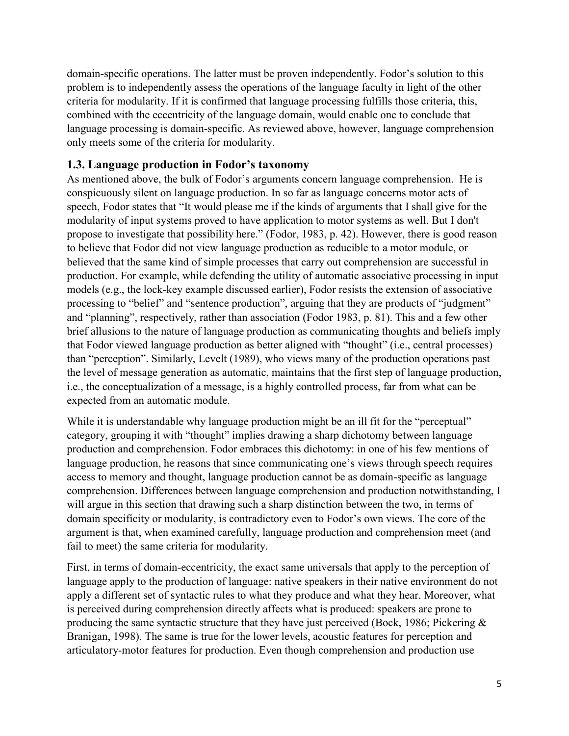domain-specific operations. The latter must be proven independently. Fodor's solution to this problem is to independently assess the operations of the language faculty in light of the other criteria for modularity. If it is confirmed that language processing fulfills those criteria, this, combined with the eccentricity of the language domain, would enable one to conclude that language processing is domain-specific. As reviewed above, however, language comprehension only meets some of the criteria for modularity.

### 1.3. Language production in Fodor's taxonomy

As mentioned above, the bulk of Fodor's arguments concern language comprehension. He is conspicuously silent on language production. In so far as language concerns motor acts of speech, Fodor states that "It would please me if the kinds of arguments that I shall give for the modularity of input systems proved to have application to motor systems as well. But I don't propose to investigate that possibility here." (Fodor, 1983, p. 42). However, there is good reason to believe that Fodor did not view language production as reducible to a motor module, or believed that the same kind of simple processes that carry out comprehension are successful in production. For example, while defending the utility of automatic associative processing in input models (e.g., the lock-key example discussed earlier), Fodor resists the extension of associative processing to "belief" and "sentence production", arguing that they are products of "judgment" and "planning", respectively, rather than association (Fodor 1983, p. 81). This and a few other brief allusions to the nature of language production as communicating thoughts and beliefs imply that Fodor viewed language production as better aligned with "thought" (i.e., central processes) than "perception". Similarly, Levelt (1989), who views many of the production operations past the level of message generation as automatic, maintains that the first step of language production, i.e., the conceptualization of a message, is a highly controlled process, far from what can be expected from an automatic module.

While it is understandable why language production might be an ill fit for the "perceptual" category, grouping it with "thought" implies drawing a sharp dichotomy between language production and comprehension. Fodor embraces this dichotomy: in one of his few mentions of language production, he reasons that since communicating one's views through speech requires access to memory and thought, language production cannot be as domain-specific as language comprehension. Differences between language comprehension and production notwithstanding, I will argue in this section that drawing such a sharp distinction between the two, in terms of domain specificity or modularity, is contradictory even to Fodor's own views. The core of the argument is that, when examined carefully, language production and comprehension meet (and fail to meet) the same criteria for modularity.

First, in terms of domain-eccentricity, the exact same universals that apply to the perception of language apply to the production of language: native speakers in their native environment do not apply a different set of syntactic rules to what they produce and what they hear. Moreover, what is perceived during comprehension directly affects what is produced: speakers are prone to producing the same syntactic structure that they have just perceived (Bock, 1986; Pickering & Branigan, 1998). The same is true for the lower levels, acoustic features for perception and articulatory-motor features for production. Even though comprehension and production use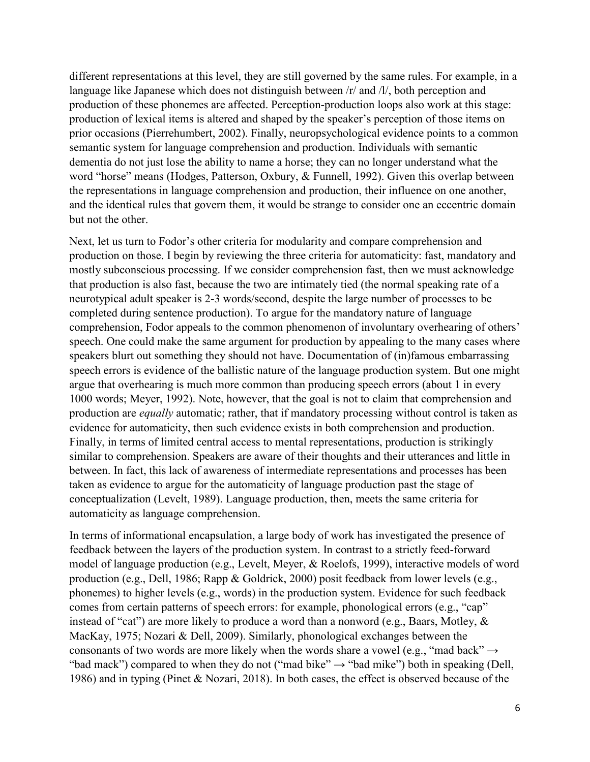different representations at this level, they are still governed by the same rules. For example, in a language like Japanese which does not distinguish between /r/ and /l/, both perception and production of these phonemes are affected. Perception-production loops also work at this stage: production of lexical items is altered and shaped by the speaker's perception of those items on prior occasions (Pierrehumbert, 2002). Finally, neuropsychological evidence points to a common semantic system for language comprehension and production. Individuals with semantic dementia do not just lose the ability to name a horse; they can no longer understand what the word "horse" means (Hodges, Patterson, Oxbury, & Funnell, 1992). Given this overlap between the representations in language comprehension and production, their influence on one another, and the identical rules that govern them, it would be strange to consider one an eccentric domain but not the other.

Next, let us turn to Fodor's other criteria for modularity and compare comprehension and production on those. I begin by reviewing the three criteria for automaticity: fast, mandatory and mostly subconscious processing. If we consider comprehension fast, then we must acknowledge that production is also fast, because the two are intimately tied (the normal speaking rate of a neurotypical adult speaker is 2-3 words/second, despite the large number of processes to be completed during sentence production). To argue for the mandatory nature of language comprehension, Fodor appeals to the common phenomenon of involuntary overhearing of others' speech. One could make the same argument for production by appealing to the many cases where speakers blurt out something they should not have. Documentation of (in)famous embarrassing speech errors is evidence of the ballistic nature of the language production system. But one might argue that overhearing is much more common than producing speech errors (about 1 in every 1000 words; Meyer, 1992). Note, however, that the goal is not to claim that comprehension and production are *equally* automatic; rather, that if mandatory processing without control is taken as evidence for automaticity, then such evidence exists in both comprehension and production. Finally, in terms of limited central access to mental representations, production is strikingly similar to comprehension. Speakers are aware of their thoughts and their utterances and little in between. In fact, this lack of awareness of intermediate representations and processes has been taken as evidence to argue for the automaticity of language production past the stage of conceptualization (Levelt, 1989). Language production, then, meets the same criteria for automaticity as language comprehension.

In terms of informational encapsulation, a large body of work has investigated the presence of feedback between the layers of the production system. In contrast to a strictly feed-forward model of language production (e.g., Levelt, Meyer, & Roelofs, 1999), interactive models of word production (e.g., Dell, 1986; Rapp & Goldrick, 2000) posit feedback from lower levels (e.g., phonemes) to higher levels (e.g., words) in the production system. Evidence for such feedback comes from certain patterns of speech errors: for example, phonological errors (e.g., "cap" instead of "cat") are more likely to produce a word than a nonword (e.g., Baars, Motley, & MacKay, 1975; Nozari & Dell, 2009). Similarly, phonological exchanges between the consonants of two words are more likely when the words share a vowel (e.g., "mad back" → "bad mack") compared to when they do not ("mad bike" → "bad mike") both in speaking (Dell, 1986) and in typing (Pinet & Nozari, 2018). In both cases, the effect is observed because of the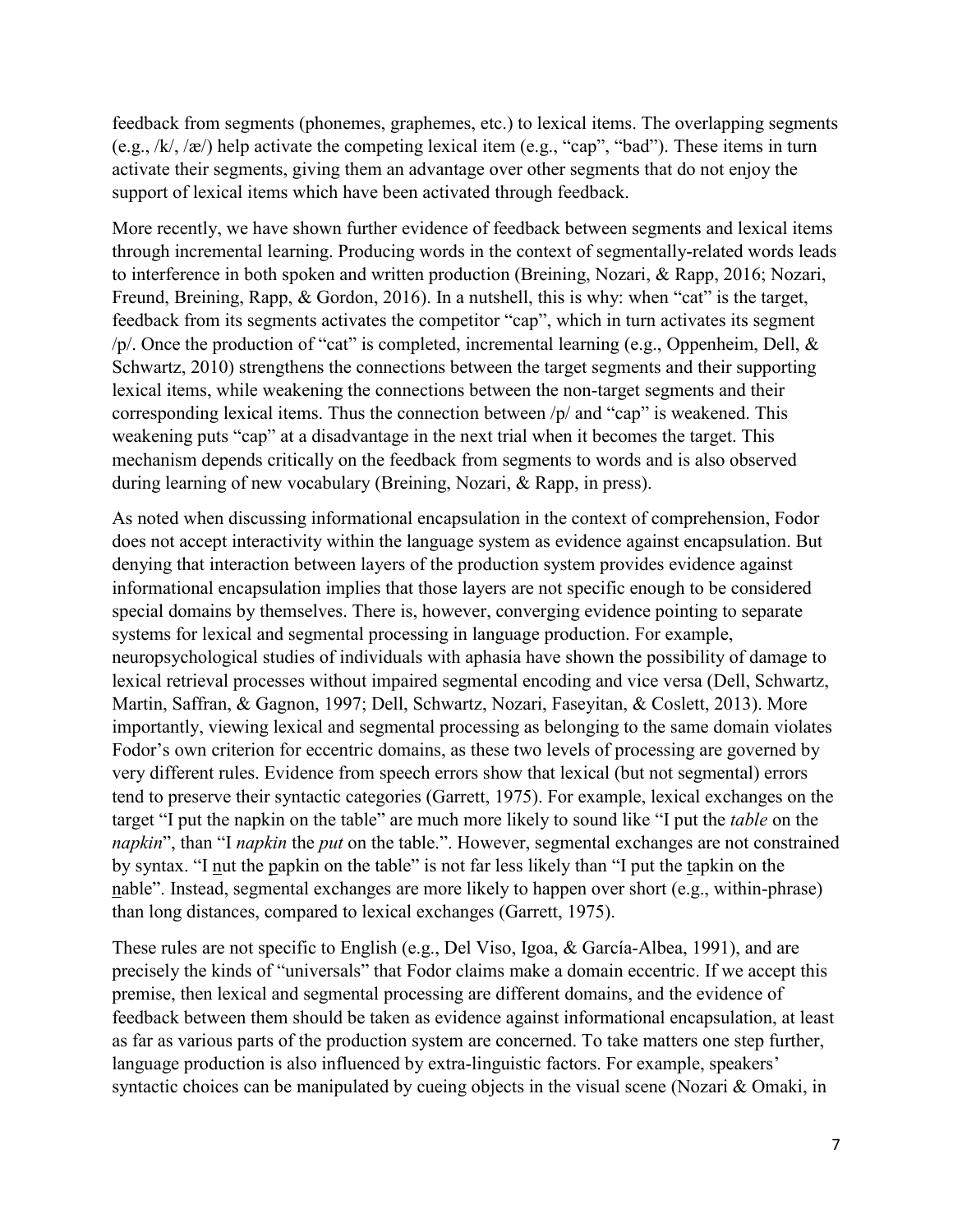feedback from segments (phonemes, graphemes, etc.) to lexical items. The overlapping segments (e.g., /k/, /æ/) help activate the competing lexical item (e.g., "cap", "bad"). These items in turn activate their segments, giving them an advantage over other segments that do not enjoy the support of lexical items which have been activated through feedback.

More recently, we have shown further evidence of feedback between segments and lexical items through incremental learning. Producing words in the context of segmentally-related words leads to interference in both spoken and written production (Breining, Nozari, & Rapp, 2016; Nozari, Freund, Breining, Rapp, & Gordon, 2016). In a nutshell, this is why: when "cat" is the target, feedback from its segments activates the competitor "cap", which in turn activates its segment /p/. Once the production of "cat" is completed, incremental learning (e.g., Oppenheim, Dell, & Schwartz, 2010) strengthens the connections between the target segments and their supporting lexical items, while weakening the connections between the non-target segments and their corresponding lexical items. Thus the connection between /p/ and "cap" is weakened. This weakening puts "cap" at a disadvantage in the next trial when it becomes the target. This mechanism depends critically on the feedback from segments to words and is also observed during learning of new vocabulary (Breining, Nozari, & Rapp, in press).

As noted when discussing informational encapsulation in the context of comprehension, Fodor does not accept interactivity within the language system as evidence against encapsulation. But denying that interaction between layers of the production system provides evidence against informational encapsulation implies that those layers are not specific enough to be considered special domains by themselves. There is, however, converging evidence pointing to separate systems for lexical and segmental processing in language production. For example, neuropsychological studies of individuals with aphasia have shown the possibility of damage to lexical retrieval processes without impaired segmental encoding and vice versa (Dell, Schwartz, Martin, Saffran, & Gagnon, 1997; Dell, Schwartz, Nozari, Faseyitan, & Coslett, 2013). More importantly, viewing lexical and segmental processing as belonging to the same domain violates Fodor's own criterion for eccentric domains, as these two levels of processing are governed by very different rules. Evidence from speech errors show that lexical (but not segmental) errors tend to preserve their syntactic categories (Garrett, 1975). For example, lexical exchanges on the target "I put the napkin on the table" are much more likely to sound like "I put the *table* on the *napkin*", than "I *napkin* the *put* on the table.". However, segmental exchanges are not constrained by syntax. "I <u>n</u>ut the <u>p</u>apkin on the table" is not far less likely than "I put the <u>t</u>apkin on the <u>n</u>able". Instead, segmental exchanges are more likely to happen over short (e.g., within-phrase) than long distances, compared to lexical exchanges (Garrett, 1975).

These rules are not specific to English (e.g., Del Viso, Igoa, & García-Albea, 1991), and are precisely the kinds of "universals" that Fodor claims make a domain eccentric. If we accept this premise, then lexical and segmental processing are different domains, and the evidence of feedback between them should be taken as evidence against informational encapsulation, at least as far as various parts of the production system are concerned. To take matters one step further, language production is also influenced by extra-linguistic factors. For example, speakers' syntactic choices can be manipulated by cueing objects in the visual scene (Nozari & Omaki, in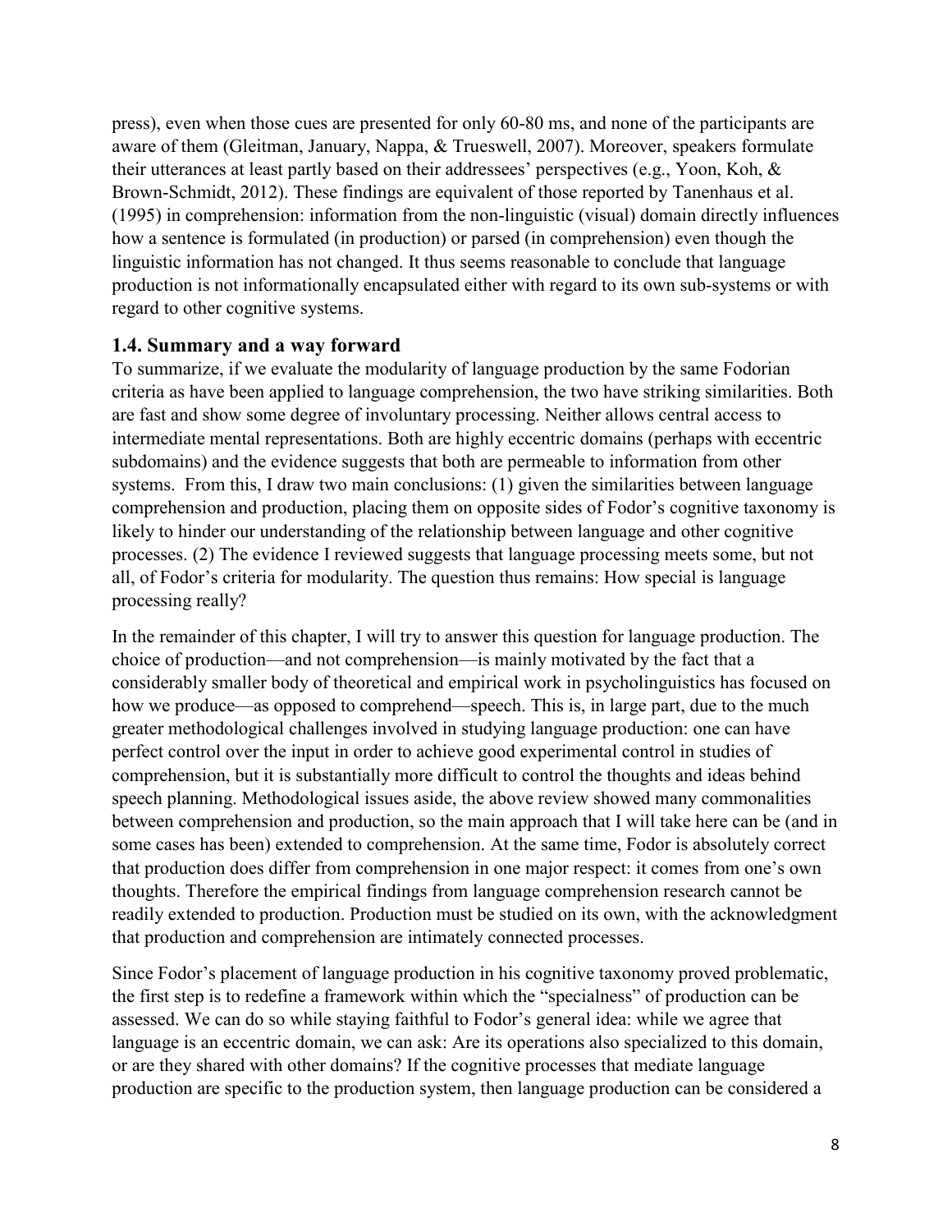press), even when those cues are presented for only 60-80 ms, and none of the participants are aware of them (Gleitman, January, Nappa, & Trueswell, 2007). Moreover, speakers formulate their utterances at least partly based on their addressees' perspectives (e.g., Yoon, Koh, & Brown-Schmidt, 2012). These findings are equivalent of those reported by Tanenhaus et al. (1995) in comprehension: information from the non-linguistic (visual) domain directly influences how a sentence is formulated (in production) or parsed (in comprehension) even though the linguistic information has not changed. It thus seems reasonable to conclude that language production is not informationally encapsulated either with regard to its own sub-systems or with regard to other cognitive systems.

### 1.4. Summary and a way forward

To summarize, if we evaluate the modularity of language production by the same Fodorian criteria as have been applied to language comprehension, the two have striking similarities. Both are fast and show some degree of involuntary processing. Neither allows central access to intermediate mental representations. Both are highly eccentric domains (perhaps with eccentric subdomains) and the evidence suggests that both are permeable to information from other systems. From this, I draw two main conclusions: (1) given the similarities between language comprehension and production, placing them on opposite sides of Fodor's cognitive taxonomy is likely to hinder our understanding of the relationship between language and other cognitive processes. (2) The evidence I reviewed suggests that language processing meets some, but not all, of Fodor's criteria for modularity. The question thus remains: How special is language processing really?

In the remainder of this chapter, I will try to answer this question for language production. The choice of production—and not comprehension—is mainly motivated by the fact that a considerably smaller body of theoretical and empirical work in psycholinguistics has focused on how we produce—as opposed to comprehend—speech. This is, in large part, due to the much greater methodological challenges involved in studying language production: one can have perfect control over the input in order to achieve good experimental control in studies of comprehension, but it is substantially more difficult to control the thoughts and ideas behind speech planning. Methodological issues aside, the above review showed many commonalities between comprehension and production, so the main approach that I will take here can be (and in some cases has been) extended to comprehension. At the same time, Fodor is absolutely correct that production does differ from comprehension in one major respect: it comes from one's own thoughts. Therefore the empirical findings from language comprehension research cannot be readily extended to production. Production must be studied on its own, with the acknowledgment that production and comprehension are intimately connected processes.

Since Fodor's placement of language production in his cognitive taxonomy proved problematic, the first step is to redefine a framework within which the "specialness" of production can be assessed. We can do so while staying faithful to Fodor's general idea: while we agree that language is an eccentric domain, we can ask: Are its operations also specialized to this domain, or are they shared with other domains? If the cognitive processes that mediate language production are specific to the production system, then language production can be considered a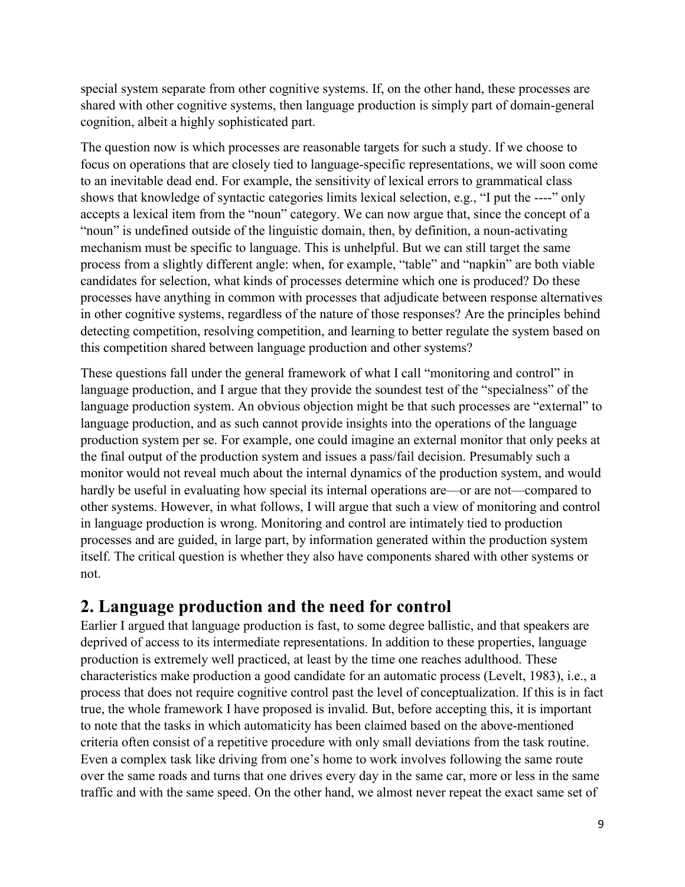special system separate from other cognitive systems. If, on the other hand, these processes are shared with other cognitive systems, then language production is simply part of domain-general cognition, albeit a highly sophisticated part.

The question now is which processes are reasonable targets for such a study. If we choose to focus on operations that are closely tied to language-specific representations, we will soon come to an inevitable dead end. For example, the sensitivity of lexical errors to grammatical class shows that knowledge of syntactic categories limits lexical selection, e.g., "I put the ----" only accepts a lexical item from the "noun" category. We can now argue that, since the concept of a "noun" is undefined outside of the linguistic domain, then, by definition, a noun-activating mechanism must be specific to language. This is unhelpful. But we can still target the same process from a slightly different angle: when, for example, "table" and "napkin" are both viable candidates for selection, what kinds of processes determine which one is produced? Do these processes have anything in common with processes that adjudicate between response alternatives in other cognitive systems, regardless of the nature of those responses? Are the principles behind detecting competition, resolving competition, and learning to better regulate the system based on this competition shared between language production and other systems?

These questions fall under the general framework of what I call "monitoring and control" in language production, and I argue that they provide the soundest test of the "specialness" of the language production system. An obvious objection might be that such processes are "external" to language production, and as such cannot provide insights into the operations of the language production system per se. For example, one could imagine an external monitor that only peeks at the final output of the production system and issues a pass/fail decision. Presumably such a monitor would not reveal much about the internal dynamics of the production system, and would hardly be useful in evaluating how special its internal operations are—or are not—compared to other systems. However, in what follows, I will argue that such a view of monitoring and control in language production is wrong. Monitoring and control are intimately tied to production processes and are guided, in large part, by information generated within the production system itself. The critical question is whether they also have components shared with other systems or not.

## 2. Language production and the need for control

Earlier I argued that language production is fast, to some degree ballistic, and that speakers are deprived of access to its intermediate representations. In addition to these properties, language production is extremely well practiced, at least by the time one reaches adulthood. These characteristics make production a good candidate for an automatic process (Levelt, 1983), i.e., a process that does not require cognitive control past the level of conceptualization. If this is in fact true, the whole framework I have proposed is invalid. But, before accepting this, it is important to note that the tasks in which automaticity has been claimed based on the above-mentioned criteria often consist of a repetitive procedure with only small deviations from the task routine. Even a complex task like driving from one's home to work involves following the same route over the same roads and turns that one drives every day in the same car, more or less in the same traffic and with the same speed. On the other hand, we almost never repeat the exact same set of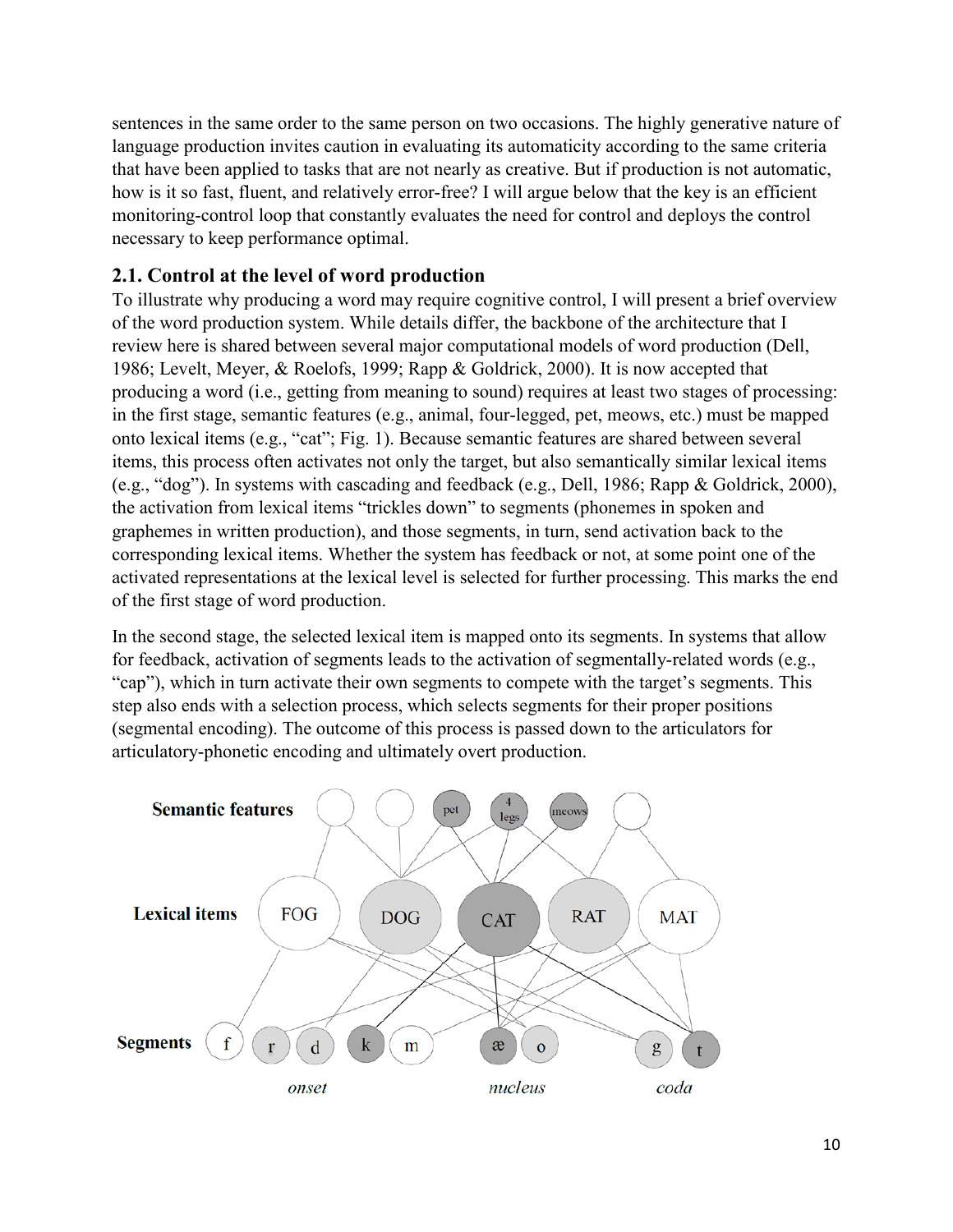sentences in the same order to the same person on two occasions. The highly generative nature of language production invites caution in evaluating its automaticity according to the same criteria that have been applied to tasks that are not nearly as creative. But if production is not automatic, how is it so fast, fluent, and relatively error-free? I will argue below that the key is an efficient monitoring-control loop that constantly evaluates the need for control and deploys the control necessary to keep performance optimal.

## 2.1. Control at the level of word production

To illustrate why producing a word may require cognitive control, I will present a brief overview of the word production system. While details differ, the backbone of the architecture that I review here is shared between several major computational models of word production (Dell, 1986; Levelt, Meyer, & Roelofs, 1999; Rapp & Goldrick, 2000). It is now accepted that producing a word (i.e., getting from meaning to sound) requires at least two stages of processing: in the first stage, semantic features (e.g., animal, four-legged, pet, meows, etc.) must be mapped onto lexical items (e.g., "cat"; Fig. 1). Because semantic features are shared between several items, this process often activates not only the target, but also semantically similar lexical items (e.g., "dog"). In systems with cascading and feedback (e.g., Dell, 1986; Rapp & Goldrick, 2000), the activation from lexical items "trickles down" to segments (phonemes in spoken and graphemes in written production), and those segments, in turn, send activation back to the corresponding lexical items. Whether the system has feedback or not, at some point one of the activated representations at the lexical level is selected for further processing. This marks the end of the first stage of word production.

In the second stage, the selected lexical item is mapped onto its segments. In systems that allow for feedback, activation of segments leads to the activation of segmentally-related words (e.g., "cap"), which in turn activate their own segments to compete with the target's segments. This step also ends with a selection process, which selects segments for their proper positions (segmental encoding). The outcome of this process is passed down to the articulators for articulatory-phonetic encoding and ultimately overt production.

**Semantic features**

pet

4 legs

meows

**Lexical items**

FOG

DOG

CAT

RAT

MAT

**Segments**

f r d k m æ o g t

*onset*

*nucleus*

*coda*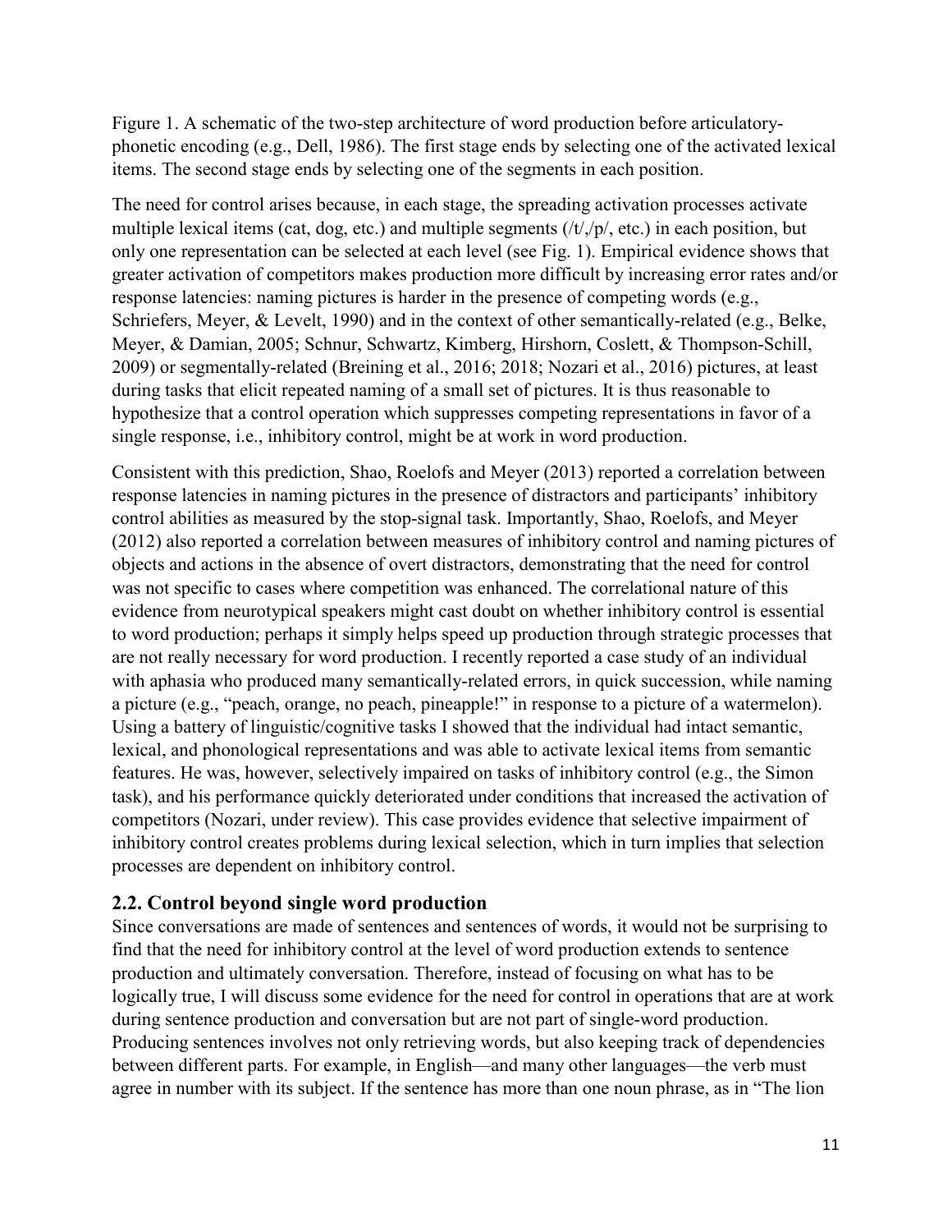Figure 1. A schematic of the two-step architecture of word production before articulatory-phonetic encoding (e.g., Dell, 1986). The first stage ends by selecting one of the activated lexical items. The second stage ends by selecting one of the segments in each position.

The need for control arises because, in each stage, the spreading activation processes activate multiple lexical items (cat, dog, etc.) and multiple segments (/t/,/p/, etc.) in each position, but only one representation can be selected at each level (see Fig. 1). Empirical evidence shows that greater activation of competitors makes production more difficult by increasing error rates and/or response latencies: naming pictures is harder in the presence of competing words (e.g., Schriefers, Meyer, & Levelt, 1990) and in the context of other semantically-related (e.g., Belke, Meyer, & Damian, 2005; Schnur, Schwartz, Kimberg, Hirshorn, Coslett, & Thompson-Schill, 2009) or segmentally-related (Breining et al., 2016; 2018; Nozari et al., 2016) pictures, at least during tasks that elicit repeated naming of a small set of pictures. It is thus reasonable to hypothesize that a control operation which suppresses competing representations in favor of a single response, i.e., inhibitory control, might be at work in word production.

Consistent with this prediction, Shao, Roelofs and Meyer (2013) reported a correlation between response latencies in naming pictures in the presence of distractors and participants' inhibitory control abilities as measured by the stop-signal task. Importantly, Shao, Roelofs, and Meyer (2012) also reported a correlation between measures of inhibitory control and naming pictures of objects and actions in the absence of overt distractors, demonstrating that the need for control was not specific to cases where competition was enhanced. The correlational nature of this evidence from neurotypical speakers might cast doubt on whether inhibitory control is essential to word production; perhaps it simply helps speed up production through strategic processes that are not really necessary for word production. I recently reported a case study of an individual with aphasia who produced many semantically-related errors, in quick succession, while naming a picture (e.g., "peach, orange, no peach, pineapple!" in response to a picture of a watermelon). Using a battery of linguistic/cognitive tasks I showed that the individual had intact semantic, lexical, and phonological representations and was able to activate lexical items from semantic features. He was, however, selectively impaired on tasks of inhibitory control (e.g., the Simon task), and his performance quickly deteriorated under conditions that increased the activation of competitors (Nozari, under review). This case provides evidence that selective impairment of inhibitory control creates problems during lexical selection, which in turn implies that selection processes are dependent on inhibitory control.

## 2.2. Control beyond single word production

Since conversations are made of sentences and sentences of words, it would not be surprising to find that the need for inhibitory control at the level of word production extends to sentence production and ultimately conversation. Therefore, instead of focusing on what has to be logically true, I will discuss some evidence for the need for control in operations that are at work during sentence production and conversation but are not part of single-word production. Producing sentences involves not only retrieving words, but also keeping track of dependencies between different parts. For example, in English—and many other languages—the verb must agree in number with its subject. If the sentence has more than one noun phrase, as in "The lion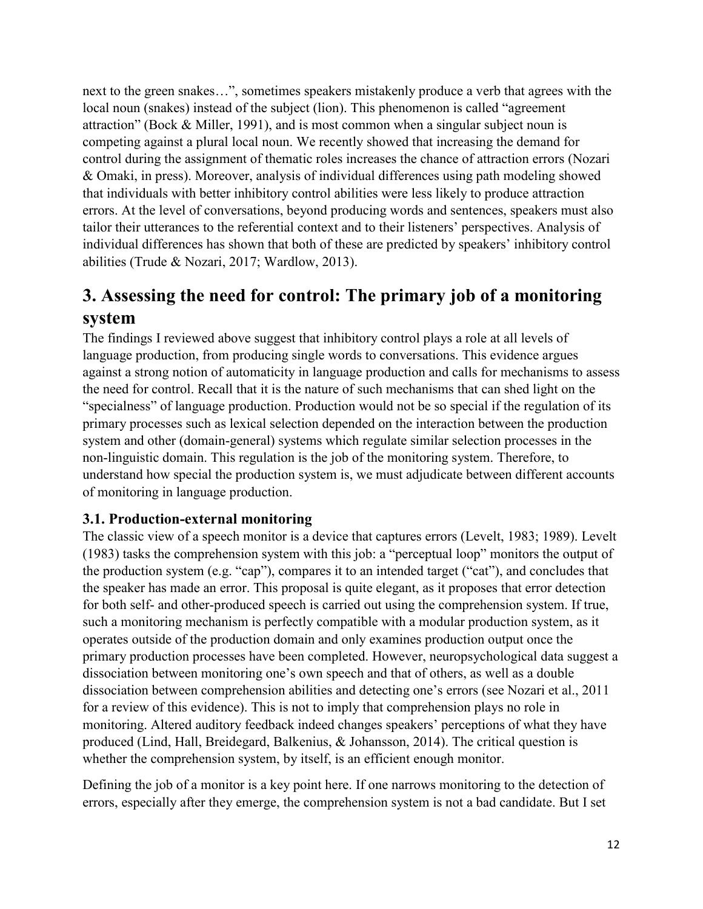next to the green snakes…", sometimes speakers mistakenly produce a verb that agrees with the local noun (snakes) instead of the subject (lion). This phenomenon is called "agreement attraction" (Bock & Miller, 1991), and is most common when a singular subject noun is competing against a plural local noun. We recently showed that increasing the demand for control during the assignment of thematic roles increases the chance of attraction errors (Nozari & Omaki, in press). Moreover, analysis of individual differences using path modeling showed that individuals with better inhibitory control abilities were less likely to produce attraction errors. At the level of conversations, beyond producing words and sentences, speakers must also tailor their utterances to the referential context and to their listeners' perspectives. Analysis of individual differences has shown that both of these are predicted by speakers' inhibitory control abilities (Trude & Nozari, 2017; Wardlow, 2013).

# 3. Assessing the need for control: The primary job of a monitoring system

The findings I reviewed above suggest that inhibitory control plays a role at all levels of language production, from producing single words to conversations. This evidence argues against a strong notion of automaticity in language production and calls for mechanisms to assess the need for control. Recall that it is the nature of such mechanisms that can shed light on the "specialness" of language production. Production would not be so special if the regulation of its primary processes such as lexical selection depended on the interaction between the production system and other (domain-general) systems which regulate similar selection processes in the non-linguistic domain. This regulation is the job of the monitoring system. Therefore, to understand how special the production system is, we must adjudicate between different accounts of monitoring in language production.

## 3.1. Production-external monitoring

The classic view of a speech monitor is a device that captures errors (Levelt, 1983; 1989). Levelt (1983) tasks the comprehension system with this job: a "perceptual loop" monitors the output of the production system (e.g. "cap"), compares it to an intended target ("cat"), and concludes that the speaker has made an error. This proposal is quite elegant, as it proposes that error detection for both self- and other-produced speech is carried out using the comprehension system. If true, such a monitoring mechanism is perfectly compatible with a modular production system, as it operates outside of the production domain and only examines production output once the primary production processes have been completed. However, neuropsychological data suggest a dissociation between monitoring one's own speech and that of others, as well as a double dissociation between comprehension abilities and detecting one's errors (see Nozari et al., 2011 for a review of this evidence). This is not to imply that comprehension plays no role in monitoring. Altered auditory feedback indeed changes speakers' perceptions of what they have produced (Lind, Hall, Breidegard, Balkenius, & Johansson, 2014). The critical question is whether the comprehension system, by itself, is an efficient enough monitor.

Defining the job of a monitor is a key point here. If one narrows monitoring to the detection of errors, especially after they emerge, the comprehension system is not a bad candidate. But I set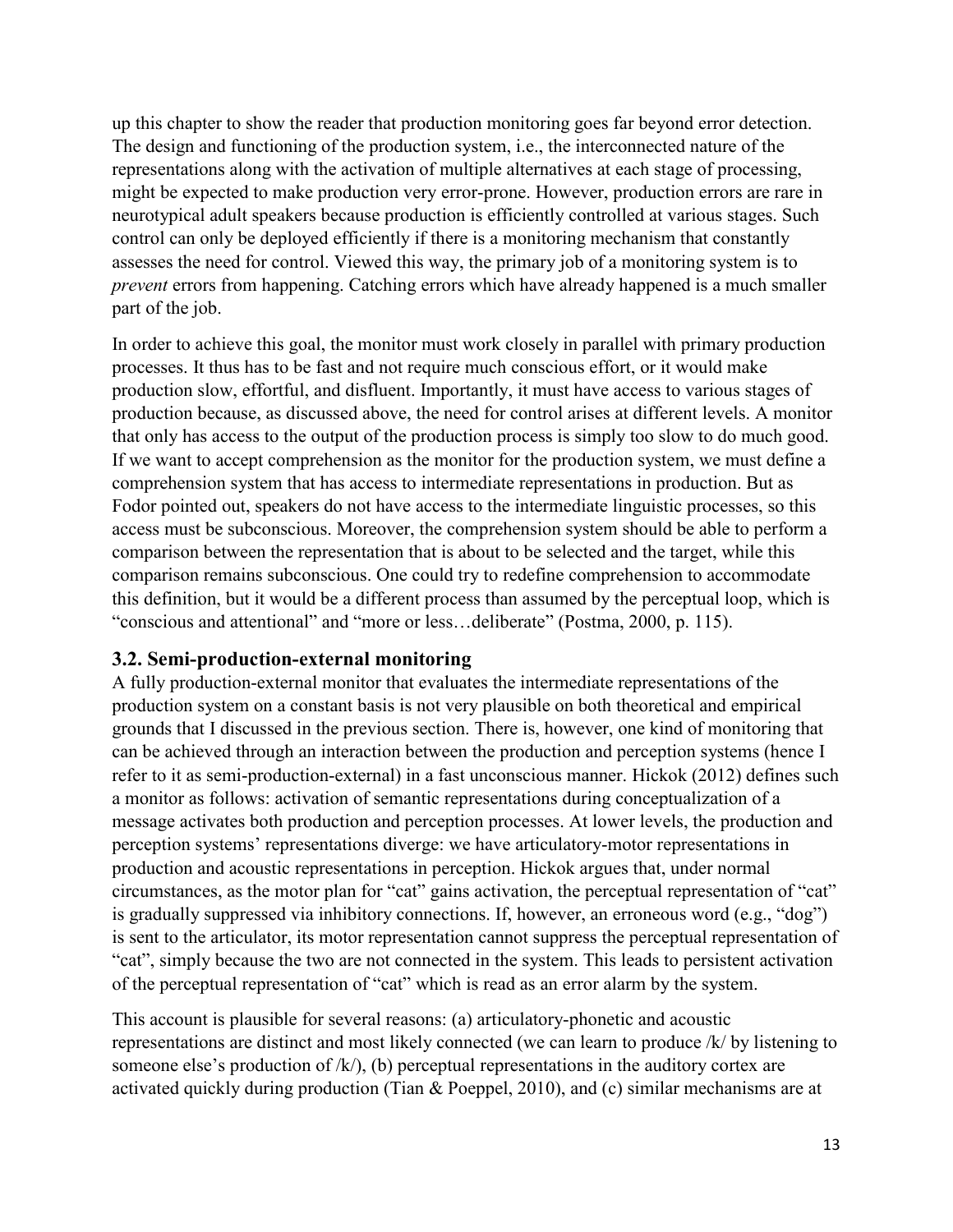up this chapter to show the reader that production monitoring goes far beyond error detection. The design and functioning of the production system, i.e., the interconnected nature of the representations along with the activation of multiple alternatives at each stage of processing, might be expected to make production very error-prone. However, production errors are rare in neurotypical adult speakers because production is efficiently controlled at various stages. Such control can only be deployed efficiently if there is a monitoring mechanism that constantly assesses the need for control. Viewed this way, the primary job of a monitoring system is to *prevent* errors from happening. Catching errors which have already happened is a much smaller part of the job.

In order to achieve this goal, the monitor must work closely in parallel with primary production processes. It thus has to be fast and not require much conscious effort, or it would make production slow, effortful, and disfluent. Importantly, it must have access to various stages of production because, as discussed above, the need for control arises at different levels. A monitor that only has access to the output of the production process is simply too slow to do much good. If we want to accept comprehension as the monitor for the production system, we must define a comprehension system that has access to intermediate representations in production. But as Fodor pointed out, speakers do not have access to the intermediate linguistic processes, so this access must be subconscious. Moreover, the comprehension system should be able to perform a comparison between the representation that is about to be selected and the target, while this comparison remains subconscious. One could try to redefine comprehension to accommodate this definition, but it would be a different process than assumed by the perceptual loop, which is "conscious and attentional" and "more or less…deliberate" (Postma, 2000, p. 115).

### 3.2. Semi-production-external monitoring

A fully production-external monitor that evaluates the intermediate representations of the production system on a constant basis is not very plausible on both theoretical and empirical grounds that I discussed in the previous section. There is, however, one kind of monitoring that can be achieved through an interaction between the production and perception systems (hence I refer to it as semi-production-external) in a fast unconscious manner. Hickok (2012) defines such a monitor as follows: activation of semantic representations during conceptualization of a message activates both production and perception processes. At lower levels, the production and perception systems' representations diverge: we have articulatory-motor representations in production and acoustic representations in perception. Hickok argues that, under normal circumstances, as the motor plan for "cat" gains activation, the perceptual representation of "cat" is gradually suppressed via inhibitory connections. If, however, an erroneous word (e.g., "dog") is sent to the articulator, its motor representation cannot suppress the perceptual representation of "cat", simply because the two are not connected in the system. This leads to persistent activation of the perceptual representation of "cat" which is read as an error alarm by the system.

This account is plausible for several reasons: (a) articulatory-phonetic and acoustic representations are distinct and most likely connected (we can learn to produce /k/ by listening to someone else's production of /k/), (b) perceptual representations in the auditory cortex are activated quickly during production (Tian & Poeppel, 2010), and (c) similar mechanisms are at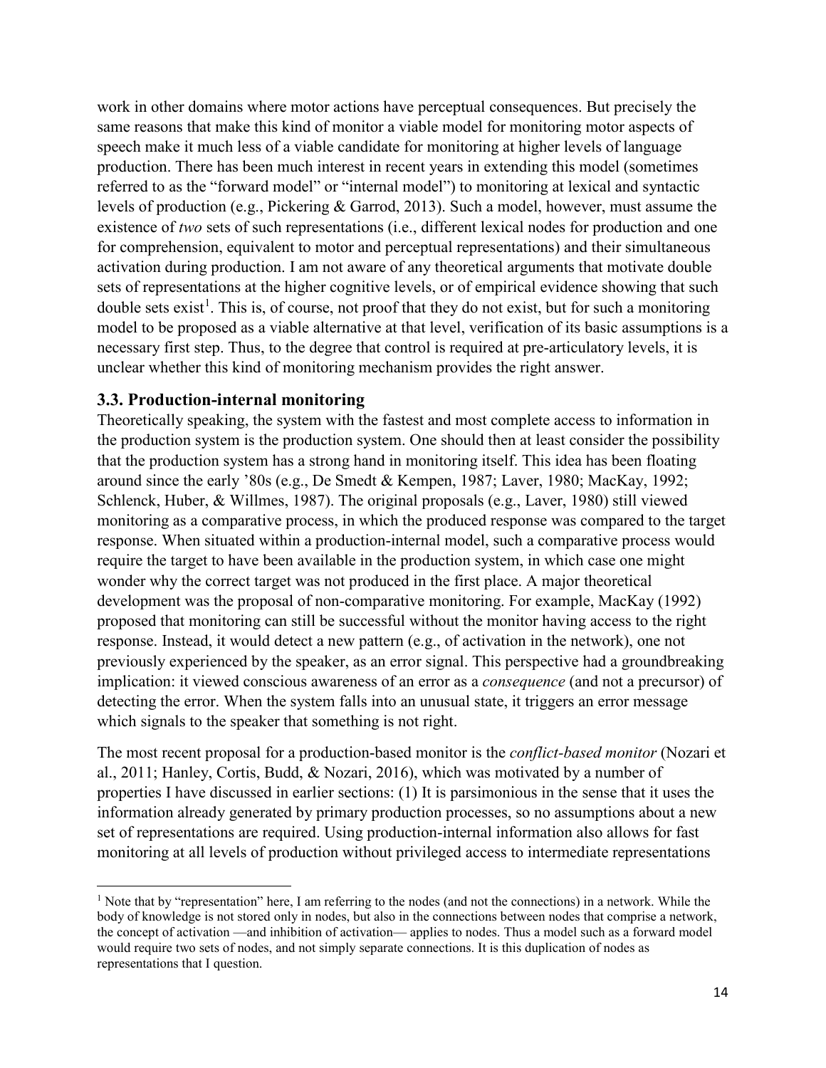work in other domains where motor actions have perceptual consequences. But precisely the same reasons that make this kind of monitor a viable model for monitoring motor aspects of speech make it much less of a viable candidate for monitoring at higher levels of language production. There has been much interest in recent years in extending this model (sometimes referred to as the "forward model" or "internal model") to monitoring at lexical and syntactic levels of production (e.g., Pickering & Garrod, 2013). Such a model, however, must assume the existence of *two* sets of such representations (i.e., different lexical nodes for production and one for comprehension, equivalent to motor and perceptual representations) and their simultaneous activation during production. I am not aware of any theoretical arguments that motivate double sets of representations at the higher cognitive levels, or of empirical evidence showing that such double sets exist[1]. This is, of course, not proof that they do not exist, but for such a monitoring model to be proposed as a viable alternative at that level, verification of its basic assumptions is a necessary first step. Thus, to the degree that control is required at pre-articulatory levels, it is unclear whether this kind of monitoring mechanism provides the right answer.

### 3.3. Production-internal monitoring

Theoretically speaking, the system with the fastest and most complete access to information in the production system is the production system. One should then at least consider the possibility that the production system has a strong hand in monitoring itself. This idea has been floating around since the early '80s (e.g., De Smedt & Kempen, 1987; Laver, 1980; MacKay, 1992; Schlenck, Huber, & Willmes, 1987). The original proposals (e.g., Laver, 1980) still viewed monitoring as a comparative process, in which the produced response was compared to the target response. When situated within a production-internal model, such a comparative process would require the target to have been available in the production system, in which case one might wonder why the correct target was not produced in the first place. A major theoretical development was the proposal of non-comparative monitoring. For example, MacKay (1992) proposed that monitoring can still be successful without the monitor having access to the right response. Instead, it would detect a new pattern (e.g., of activation in the network), one not previously experienced by the speaker, as an error signal. This perspective had a groundbreaking implication: it viewed conscious awareness of an error as a *consequence* (and not a precursor) of detecting the error. When the system falls into an unusual state, it triggers an error message which signals to the speaker that something is not right.

The most recent proposal for a production-based monitor is the *conflict-based monitor* (Nozari et al., 2011; Hanley, Cortis, Budd, & Nozari, 2016), which was motivated by a number of properties I have discussed in earlier sections: (1) It is parsimonious in the sense that it uses the information already generated by primary production processes, so no assumptions about a new set of representations are required. Using production-internal information also allows for fast monitoring at all levels of production without privileged access to intermediate representations

[1] Note that by "representation" here, I am referring to the nodes (and not the connections) in a network. While the body of knowledge is not stored only in nodes, but also in the connections between nodes that comprise a network, the concept of activation —and inhibition of activation— applies to nodes. Thus a model such as a forward model would require two sets of nodes, and not simply separate connections. It is this duplication of nodes as representations that I question.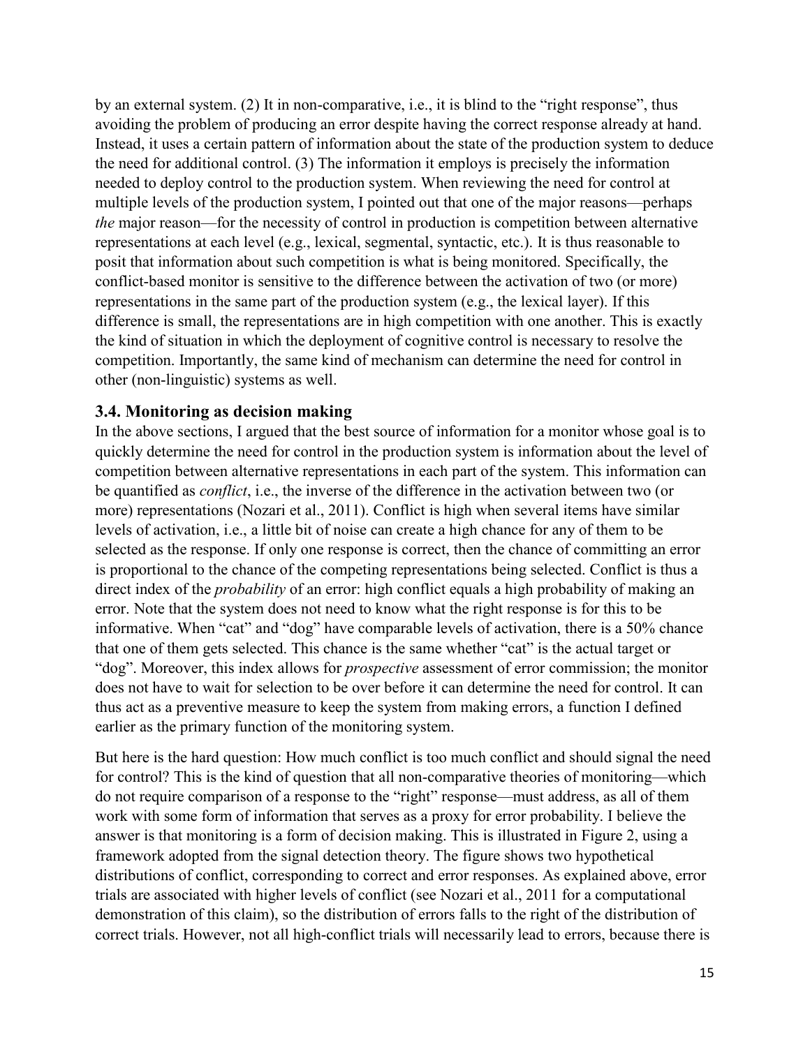by an external system. (2) It in non-comparative, i.e., it is blind to the "right response", thus avoiding the problem of producing an error despite having the correct response already at hand. Instead, it uses a certain pattern of information about the state of the production system to deduce the need for additional control. (3) The information it employs is precisely the information needed to deploy control to the production system. When reviewing the need for control at multiple levels of the production system, I pointed out that one of the major reasons—perhaps *the* major reason—for the necessity of control in production is competition between alternative representations at each level (e.g., lexical, segmental, syntactic, etc.). It is thus reasonable to posit that information about such competition is what is being monitored. Specifically, the conflict-based monitor is sensitive to the difference between the activation of two (or more) representations in the same part of the production system (e.g., the lexical layer). If this difference is small, the representations are in high competition with one another. This is exactly the kind of situation in which the deployment of cognitive control is necessary to resolve the competition. Importantly, the same kind of mechanism can determine the need for control in other (non-linguistic) systems as well.

### 3.4. Monitoring as decision making

In the above sections, I argued that the best source of information for a monitor whose goal is to quickly determine the need for control in the production system is information about the level of competition between alternative representations in each part of the system. This information can be quantified as *conflict*, i.e., the inverse of the difference in the activation between two (or more) representations (Nozari et al., 2011). Conflict is high when several items have similar levels of activation, i.e., a little bit of noise can create a high chance for any of them to be selected as the response. If only one response is correct, then the chance of committing an error is proportional to the chance of the competing representations being selected. Conflict is thus a direct index of the *probability* of an error: high conflict equals a high probability of making an error. Note that the system does not need to know what the right response is for this to be informative. When "cat" and "dog" have comparable levels of activation, there is a 50% chance that one of them gets selected. This chance is the same whether "cat" is the actual target or "dog". Moreover, this index allows for *prospective* assessment of error commission; the monitor does not have to wait for selection to be over before it can determine the need for control. It can thus act as a preventive measure to keep the system from making errors, a function I defined earlier as the primary function of the monitoring system.

But here is the hard question: How much conflict is too much conflict and should signal the need for control? This is the kind of question that all non-comparative theories of monitoring—which do not require comparison of a response to the "right" response—must address, as all of them work with some form of information that serves as a proxy for error probability. I believe the answer is that monitoring is a form of decision making. This is illustrated in Figure 2, using a framework adopted from the signal detection theory. The figure shows two hypothetical distributions of conflict, corresponding to correct and error responses. As explained above, error trials are associated with higher levels of conflict (see Nozari et al., 2011 for a computational demonstration of this claim), so the distribution of errors falls to the right of the distribution of correct trials. However, not all high-conflict trials will necessarily lead to errors, because there is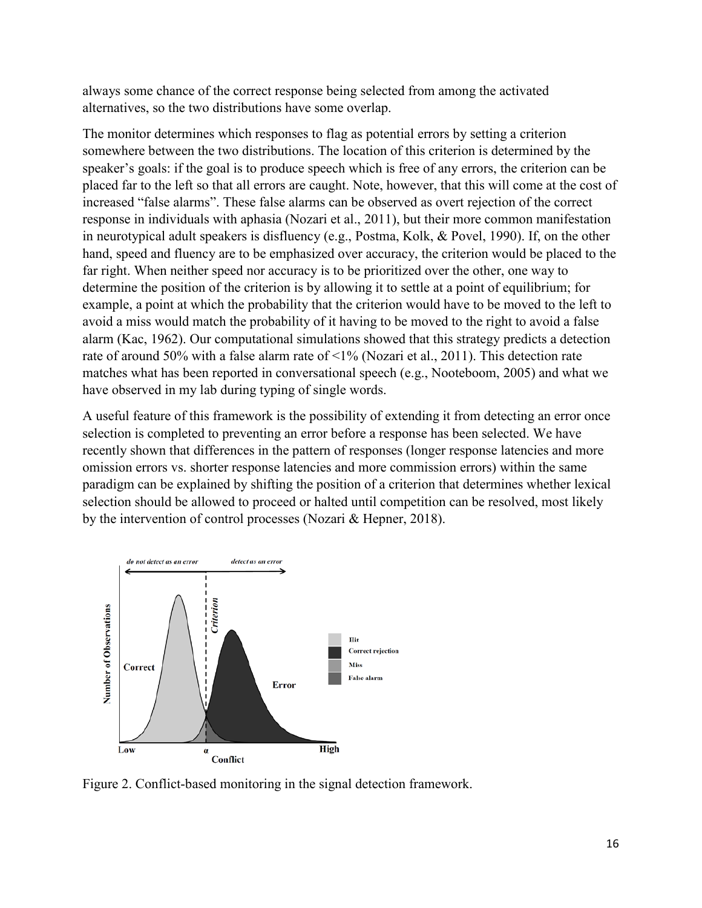always some chance of the correct response being selected from among the activated alternatives, so the two distributions have some overlap.

The monitor determines which responses to flag as potential errors by setting a criterion somewhere between the two distributions. The location of this criterion is determined by the speaker's goals: if the goal is to produce speech which is free of any errors, the criterion can be placed far to the left so that all errors are caught. Note, however, that this will come at the cost of increased "false alarms". These false alarms can be observed as overt rejection of the correct response in individuals with aphasia (Nozari et al., 2011), but their more common manifestation in neurotypical adult speakers is disfluency (e.g., Postma, Kolk, & Povel, 1990). If, on the other hand, speed and fluency are to be emphasized over accuracy, the criterion would be placed to the far right. When neither speed nor accuracy is to be prioritized over the other, one way to determine the position of the criterion is by allowing it to settle at a point of equilibrium; for example, a point at which the probability that the criterion would have to be moved to the left to avoid a miss would match the probability of it having to be moved to the right to avoid a false alarm (Kac, 1962). Our computational simulations showed that this strategy predicts a detection rate of around 50% with a false alarm rate of <1% (Nozari et al., 2011). This detection rate matches what has been reported in conversational speech (e.g., Nooteboom, 2005) and what we have observed in my lab during typing of single words.

A useful feature of this framework is the possibility of extending it from detecting an error once selection is completed to preventing an error before a response has been selected. We have recently shown that differences in the pattern of responses (longer response latencies and more omission errors vs. shorter response latencies and more commission errors) within the same paradigm can be explained by shifting the position of a criterion that determines whether lexical selection should be allowed to proceed or halted until competition can be resolved, most likely by the intervention of control processes (Nozari & Hepner, 2018).

Figure 2. Conflict-based monitoring in the signal detection framework.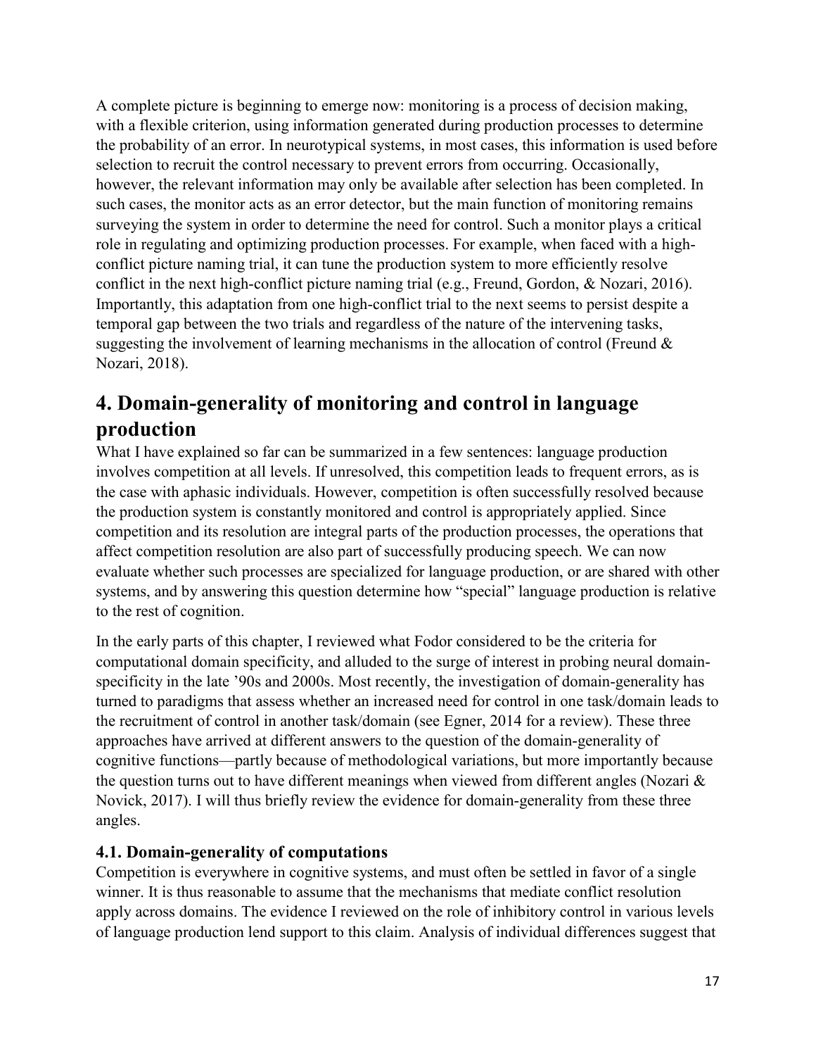A complete picture is beginning to emerge now: monitoring is a process of decision making, with a flexible criterion, using information generated during production processes to determine the probability of an error. In neurotypical systems, in most cases, this information is used before selection to recruit the control necessary to prevent errors from occurring. Occasionally, however, the relevant information may only be available after selection has been completed. In such cases, the monitor acts as an error detector, but the main function of monitoring remains surveying the system in order to determine the need for control. Such a monitor plays a critical role in regulating and optimizing production processes. For example, when faced with a high-conflict picture naming trial, it can tune the production system to more efficiently resolve conflict in the next high-conflict picture naming trial (e.g., Freund, Gordon, & Nozari, 2016). Importantly, this adaptation from one high-conflict trial to the next seems to persist despite a temporal gap between the two trials and regardless of the nature of the intervening tasks, suggesting the involvement of learning mechanisms in the allocation of control (Freund & Nozari, 2018).

# 4. Domain-generality of monitoring and control in language production

What I have explained so far can be summarized in a few sentences: language production involves competition at all levels. If unresolved, this competition leads to frequent errors, as is the case with aphasic individuals. However, competition is often successfully resolved because the production system is constantly monitored and control is appropriately applied. Since competition and its resolution are integral parts of the production processes, the operations that affect competition resolution are also part of successfully producing speech. We can now evaluate whether such processes are specialized for language production, or are shared with other systems, and by answering this question determine how "special" language production is relative to the rest of cognition.

In the early parts of this chapter, I reviewed what Fodor considered to be the criteria for computational domain specificity, and alluded to the surge of interest in probing neural domain-specificity in the late '90s and 2000s. Most recently, the investigation of domain-generality has turned to paradigms that assess whether an increased need for control in one task/domain leads to the recruitment of control in another task/domain (see Egner, 2014 for a review). These three approaches have arrived at different answers to the question of the domain-generality of cognitive functions—partly because of methodological variations, but more importantly because the question turns out to have different meanings when viewed from different angles (Nozari & Novick, 2017). I will thus briefly review the evidence for domain-generality from these three angles.

## 4.1. Domain-generality of computations

Competition is everywhere in cognitive systems, and must often be settled in favor of a single winner. It is thus reasonable to assume that the mechanisms that mediate conflict resolution apply across domains. The evidence I reviewed on the role of inhibitory control in various levels of language production lend support to this claim. Analysis of individual differences suggest that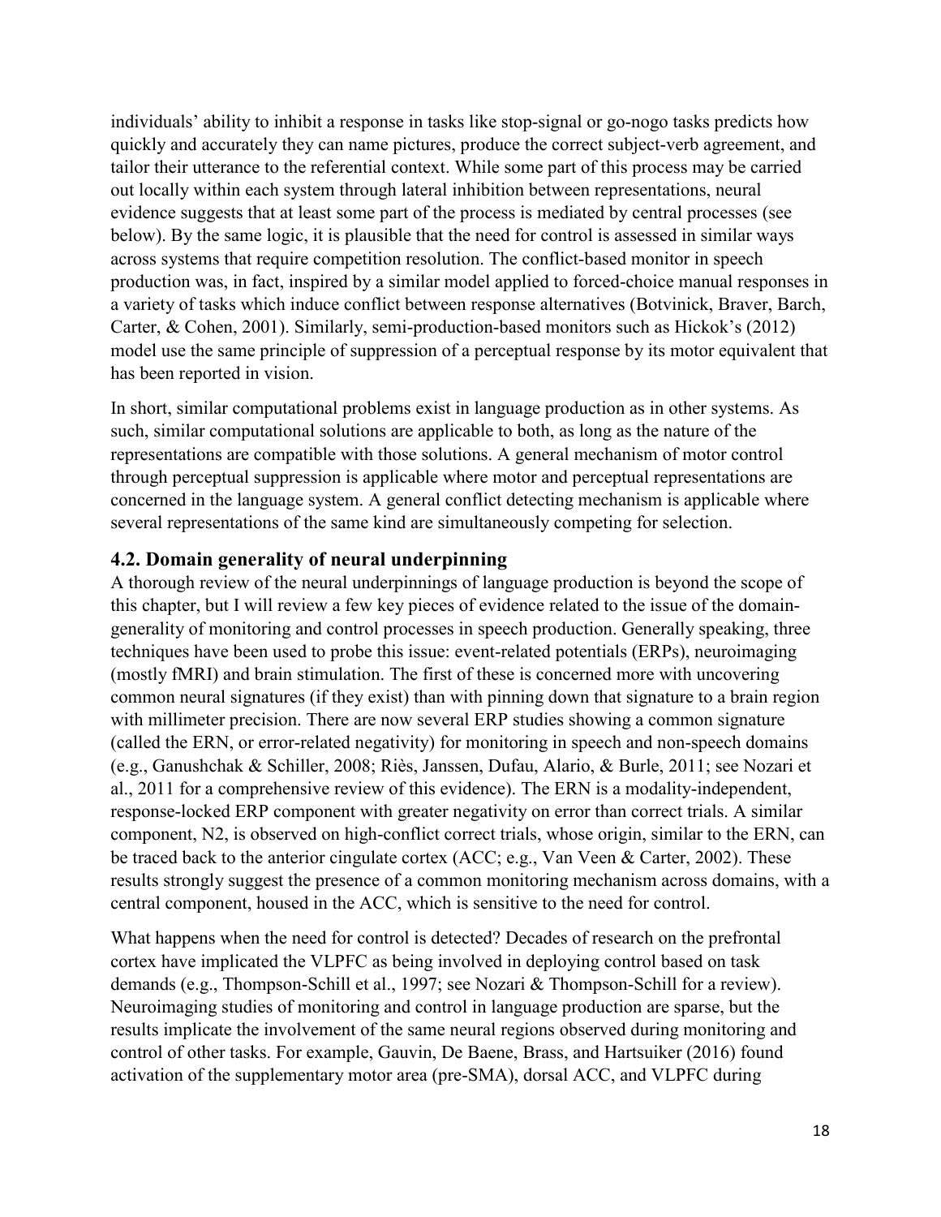individuals' ability to inhibit a response in tasks like stop-signal or go-nogo tasks predicts how quickly and accurately they can name pictures, produce the correct subject-verb agreement, and tailor their utterance to the referential context. While some part of this process may be carried out locally within each system through lateral inhibition between representations, neural evidence suggests that at least some part of the process is mediated by central processes (see below). By the same logic, it is plausible that the need for control is assessed in similar ways across systems that require competition resolution. The conflict-based monitor in speech production was, in fact, inspired by a similar model applied to forced-choice manual responses in a variety of tasks which induce conflict between response alternatives (Botvinick, Braver, Barch, Carter, & Cohen, 2001). Similarly, semi-production-based monitors such as Hickok's (2012) model use the same principle of suppression of a perceptual response by its motor equivalent that has been reported in vision.

In short, similar computational problems exist in language production as in other systems. As such, similar computational solutions are applicable to both, as long as the nature of the representations are compatible with those solutions. A general mechanism of motor control through perceptual suppression is applicable where motor and perceptual representations are concerned in the language system. A general conflict detecting mechanism is applicable where several representations of the same kind are simultaneously competing for selection.

### 4.2. Domain generality of neural underpinning

A thorough review of the neural underpinnings of language production is beyond the scope of this chapter, but I will review a few key pieces of evidence related to the issue of the domain-generality of monitoring and control processes in speech production. Generally speaking, three techniques have been used to probe this issue: event-related potentials (ERPs), neuroimaging (mostly fMRI) and brain stimulation. The first of these is concerned more with uncovering common neural signatures (if they exist) than with pinning down that signature to a brain region with millimeter precision. There are now several ERP studies showing a common signature (called the ERN, or error-related negativity) for monitoring in speech and non-speech domains (e.g., Ganushchak & Schiller, 2008; Riès, Janssen, Dufau, Alario, & Burle, 2011; see Nozari et al., 2011 for a comprehensive review of this evidence). The ERN is a modality-independent, response-locked ERP component with greater negativity on error than correct trials. A similar component, N2, is observed on high-conflict correct trials, whose origin, similar to the ERN, can be traced back to the anterior cingulate cortex (ACC; e.g., Van Veen & Carter, 2002). These results strongly suggest the presence of a common monitoring mechanism across domains, with a central component, housed in the ACC, which is sensitive to the need for control.

What happens when the need for control is detected? Decades of research on the prefrontal cortex have implicated the VLPFC as being involved in deploying control based on task demands (e.g., Thompson-Schill et al., 1997; see Nozari & Thompson-Schill for a review). Neuroimaging studies of monitoring and control in language production are sparse, but the results implicate the involvement of the same neural regions observed during monitoring and control of other tasks. For example, Gauvin, De Baene, Brass, and Hartsuiker (2016) found activation of the supplementary motor area (pre-SMA), dorsal ACC, and VLPFC during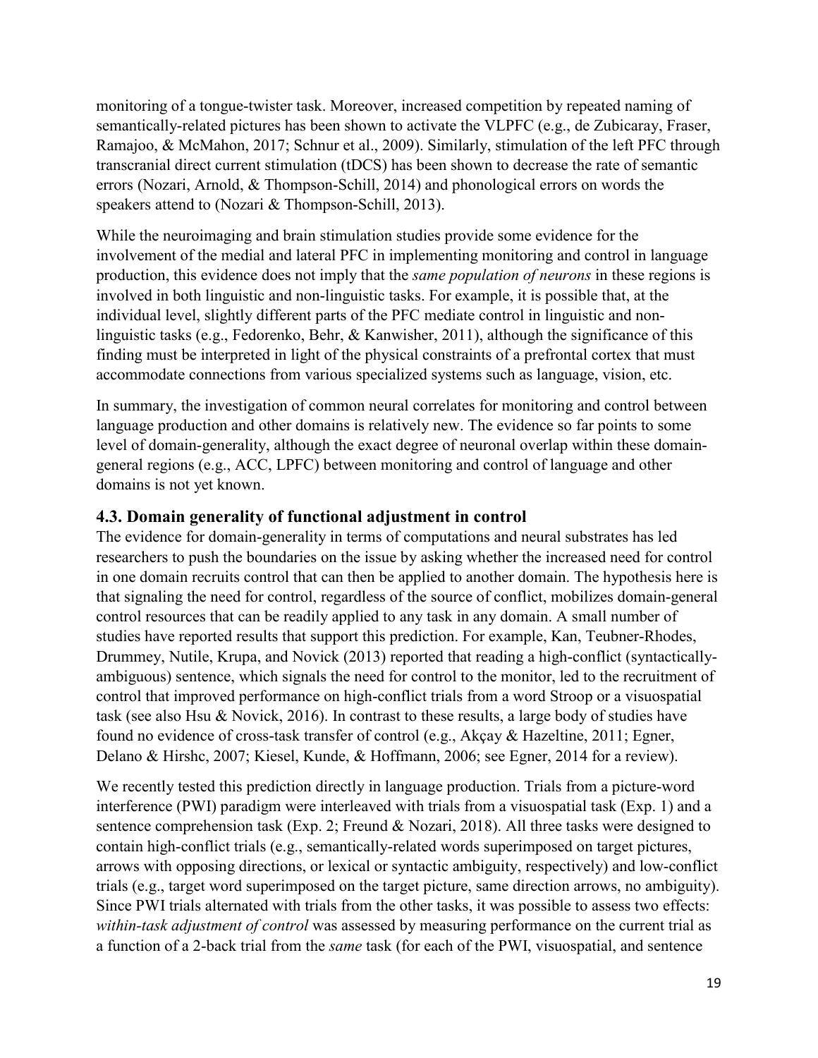monitoring of a tongue-twister task. Moreover, increased competition by repeated naming of semantically-related pictures has been shown to activate the VLPFC (e.g., de Zubicaray, Fraser, Ramajoo, & McMahon, 2017; Schnur et al., 2009). Similarly, stimulation of the left PFC through transcranial direct current stimulation (tDCS) has been shown to decrease the rate of semantic errors (Nozari, Arnold, & Thompson-Schill, 2014) and phonological errors on words the speakers attend to (Nozari & Thompson-Schill, 2013).

While the neuroimaging and brain stimulation studies provide some evidence for the involvement of the medial and lateral PFC in implementing monitoring and control in language production, this evidence does not imply that the *same population of neurons* in these regions is involved in both linguistic and non-linguistic tasks. For example, it is possible that, at the individual level, slightly different parts of the PFC mediate control in linguistic and non-linguistic tasks (e.g., Fedorenko, Behr, & Kanwisher, 2011), although the significance of this finding must be interpreted in light of the physical constraints of a prefrontal cortex that must accommodate connections from various specialized systems such as language, vision, etc.

In summary, the investigation of common neural correlates for monitoring and control between language production and other domains is relatively new. The evidence so far points to some level of domain-generality, although the exact degree of neuronal overlap within these domain-general regions (e.g., ACC, LPFC) between monitoring and control of language and other domains is not yet known.

### 4.3. Domain generality of functional adjustment in control

The evidence for domain-generality in terms of computations and neural substrates has led researchers to push the boundaries on the issue by asking whether the increased need for control in one domain recruits control that can then be applied to another domain. The hypothesis here is that signaling the need for control, regardless of the source of conflict, mobilizes domain-general control resources that can be readily applied to any task in any domain. A small number of studies have reported results that support this prediction. For example, Kan, Teubner-Rhodes, Drummey, Nutile, Krupa, and Novick (2013) reported that reading a high-conflict (syntactically-ambiguous) sentence, which signals the need for control to the monitor, led to the recruitment of control that improved performance on high-conflict trials from a word Stroop or a visuospatial task (see also Hsu & Novick, 2016). In contrast to these results, a large body of studies have found no evidence of cross-task transfer of control (e.g., Akçay & Hazeltine, 2011; Egner, Delano & Hirshc, 2007; Kiesel, Kunde, & Hoffmann, 2006; see Egner, 2014 for a review).

We recently tested this prediction directly in language production. Trials from a picture-word interference (PWI) paradigm were interleaved with trials from a visuospatial task (Exp. 1) and a sentence comprehension task (Exp. 2; Freund & Nozari, 2018). All three tasks were designed to contain high-conflict trials (e.g., semantically-related words superimposed on target pictures, arrows with opposing directions, or lexical or syntactic ambiguity, respectively) and low-conflict trials (e.g., target word superimposed on the target picture, same direction arrows, no ambiguity). Since PWI trials alternated with trials from the other tasks, it was possible to assess two effects: *within-task adjustment of control* was assessed by measuring performance on the current trial as a function of a 2-back trial from the *same* task (for each of the PWI, visuospatial, and sentence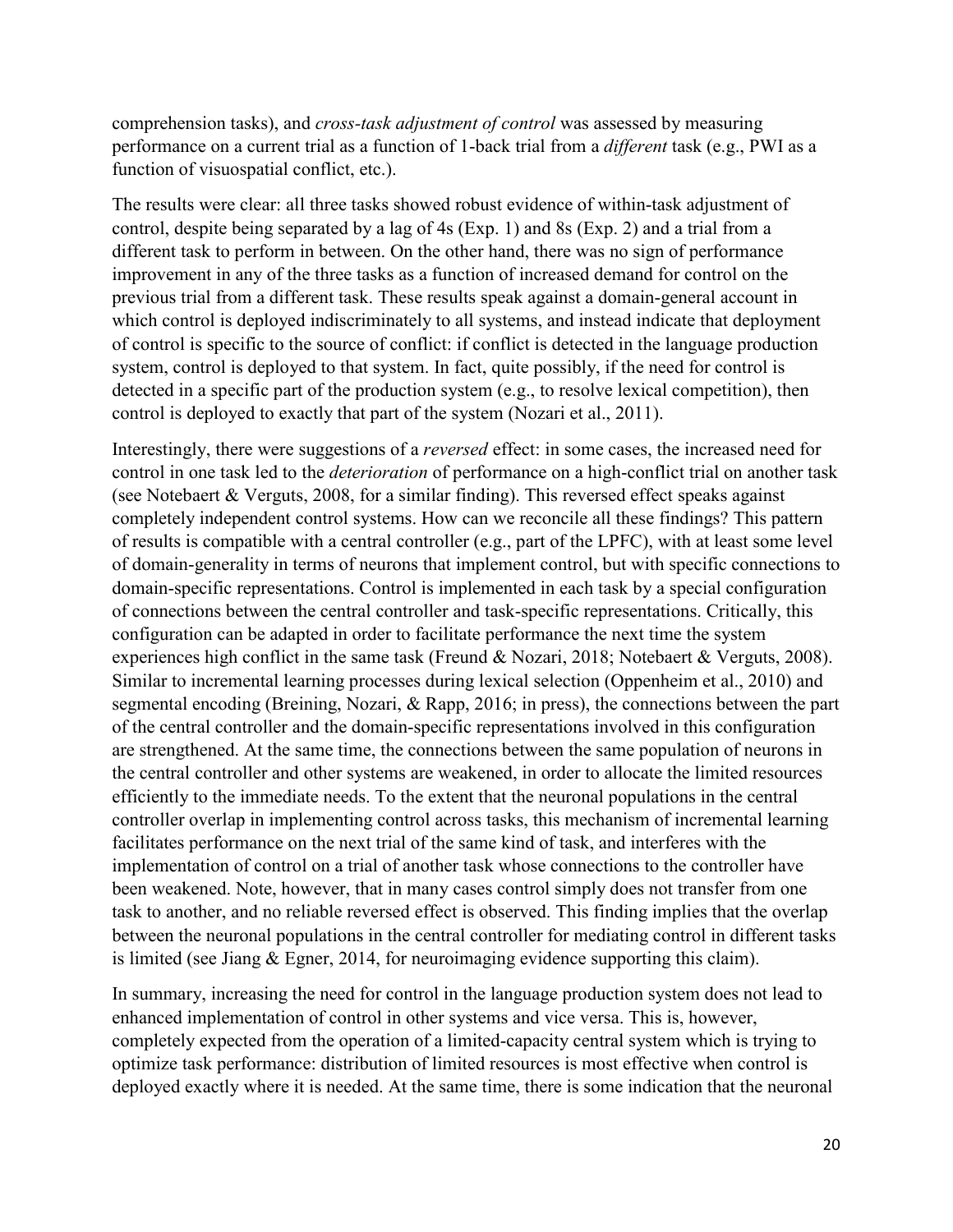comprehension tasks), and *cross-task adjustment of control* was assessed by measuring performance on a current trial as a function of 1-back trial from a *different* task (e.g., PWI as a function of visuospatial conflict, etc.).

The results were clear: all three tasks showed robust evidence of within-task adjustment of control, despite being separated by a lag of 4s (Exp. 1) and 8s (Exp. 2) and a trial from a different task to perform in between. On the other hand, there was no sign of performance improvement in any of the three tasks as a function of increased demand for control on the previous trial from a different task. These results speak against a domain-general account in which control is deployed indiscriminately to all systems, and instead indicate that deployment of control is specific to the source of conflict: if conflict is detected in the language production system, control is deployed to that system. In fact, quite possibly, if the need for control is detected in a specific part of the production system (e.g., to resolve lexical competition), then control is deployed to exactly that part of the system (Nozari et al., 2011).

Interestingly, there were suggestions of a *reversed* effect: in some cases, the increased need for control in one task led to the *deterioration* of performance on a high-conflict trial on another task (see Notebaert & Verguts, 2008, for a similar finding). This reversed effect speaks against completely independent control systems. How can we reconcile all these findings? This pattern of results is compatible with a central controller (e.g., part of the LPFC), with at least some level of domain-generality in terms of neurons that implement control, but with specific connections to domain-specific representations. Control is implemented in each task by a special configuration of connections between the central controller and task-specific representations. Critically, this configuration can be adapted in order to facilitate performance the next time the system experiences high conflict in the same task (Freund & Nozari, 2018; Notebaert & Verguts, 2008). Similar to incremental learning processes during lexical selection (Oppenheim et al., 2010) and segmental encoding (Breining, Nozari, & Rapp, 2016; in press), the connections between the part of the central controller and the domain-specific representations involved in this configuration are strengthened. At the same time, the connections between the same population of neurons in the central controller and other systems are weakened, in order to allocate the limited resources efficiently to the immediate needs. To the extent that the neuronal populations in the central controller overlap in implementing control across tasks, this mechanism of incremental learning facilitates performance on the next trial of the same kind of task, and interferes with the implementation of control on a trial of another task whose connections to the controller have been weakened. Note, however, that in many cases control simply does not transfer from one task to another, and no reliable reversed effect is observed. This finding implies that the overlap between the neuronal populations in the central controller for mediating control in different tasks is limited (see Jiang & Egner, 2014, for neuroimaging evidence supporting this claim).

In summary, increasing the need for control in the language production system does not lead to enhanced implementation of control in other systems and vice versa. This is, however, completely expected from the operation of a limited-capacity central system which is trying to optimize task performance: distribution of limited resources is most effective when control is deployed exactly where it is needed. At the same time, there is some indication that the neuronal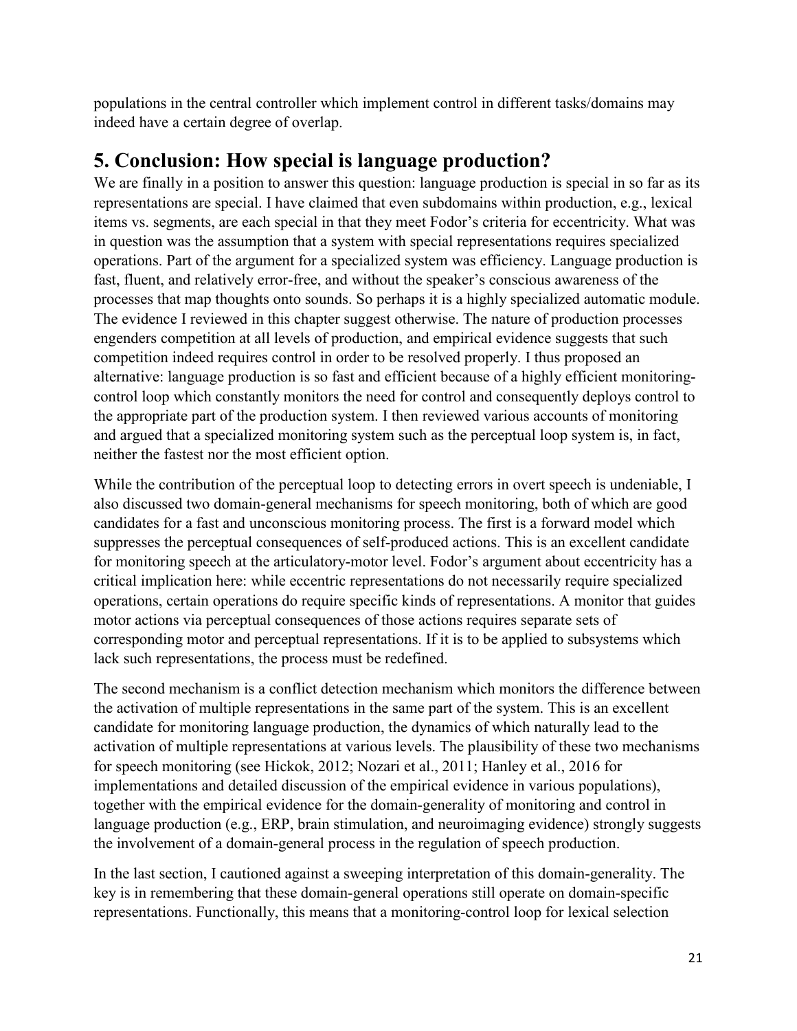populations in the central controller which implement control in different tasks/domains may indeed have a certain degree of overlap.

## 5. Conclusion: How special is language production?

We are finally in a position to answer this question: language production is special in so far as its representations are special. I have claimed that even subdomains within production, e.g., lexical items vs. segments, are each special in that they meet Fodor's criteria for eccentricity. What was in question was the assumption that a system with special representations requires specialized operations. Part of the argument for a specialized system was efficiency. Language production is fast, fluent, and relatively error-free, and without the speaker's conscious awareness of the processes that map thoughts onto sounds. So perhaps it is a highly specialized automatic module. The evidence I reviewed in this chapter suggest otherwise. The nature of production processes engenders competition at all levels of production, and empirical evidence suggests that such competition indeed requires control in order to be resolved properly. I thus proposed an alternative: language production is so fast and efficient because of a highly efficient monitoring-control loop which constantly monitors the need for control and consequently deploys control to the appropriate part of the production system. I then reviewed various accounts of monitoring and argued that a specialized monitoring system such as the perceptual loop system is, in fact, neither the fastest nor the most efficient option.

While the contribution of the perceptual loop to detecting errors in overt speech is undeniable, I also discussed two domain-general mechanisms for speech monitoring, both of which are good candidates for a fast and unconscious monitoring process. The first is a forward model which suppresses the perceptual consequences of self-produced actions. This is an excellent candidate for monitoring speech at the articulatory-motor level. Fodor's argument about eccentricity has a critical implication here: while eccentric representations do not necessarily require specialized operations, certain operations do require specific kinds of representations. A monitor that guides motor actions via perceptual consequences of those actions requires separate sets of corresponding motor and perceptual representations. If it is to be applied to subsystems which lack such representations, the process must be redefined.

The second mechanism is a conflict detection mechanism which monitors the difference between the activation of multiple representations in the same part of the system. This is an excellent candidate for monitoring language production, the dynamics of which naturally lead to the activation of multiple representations at various levels. The plausibility of these two mechanisms for speech monitoring (see Hickok, 2012; Nozari et al., 2011; Hanley et al., 2016 for implementations and detailed discussion of the empirical evidence in various populations), together with the empirical evidence for the domain-generality of monitoring and control in language production (e.g., ERP, brain stimulation, and neuroimaging evidence) strongly suggests the involvement of a domain-general process in the regulation of speech production.

In the last section, I cautioned against a sweeping interpretation of this domain-generality. The key is in remembering that these domain-general operations still operate on domain-specific representations. Functionally, this means that a monitoring-control loop for lexical selection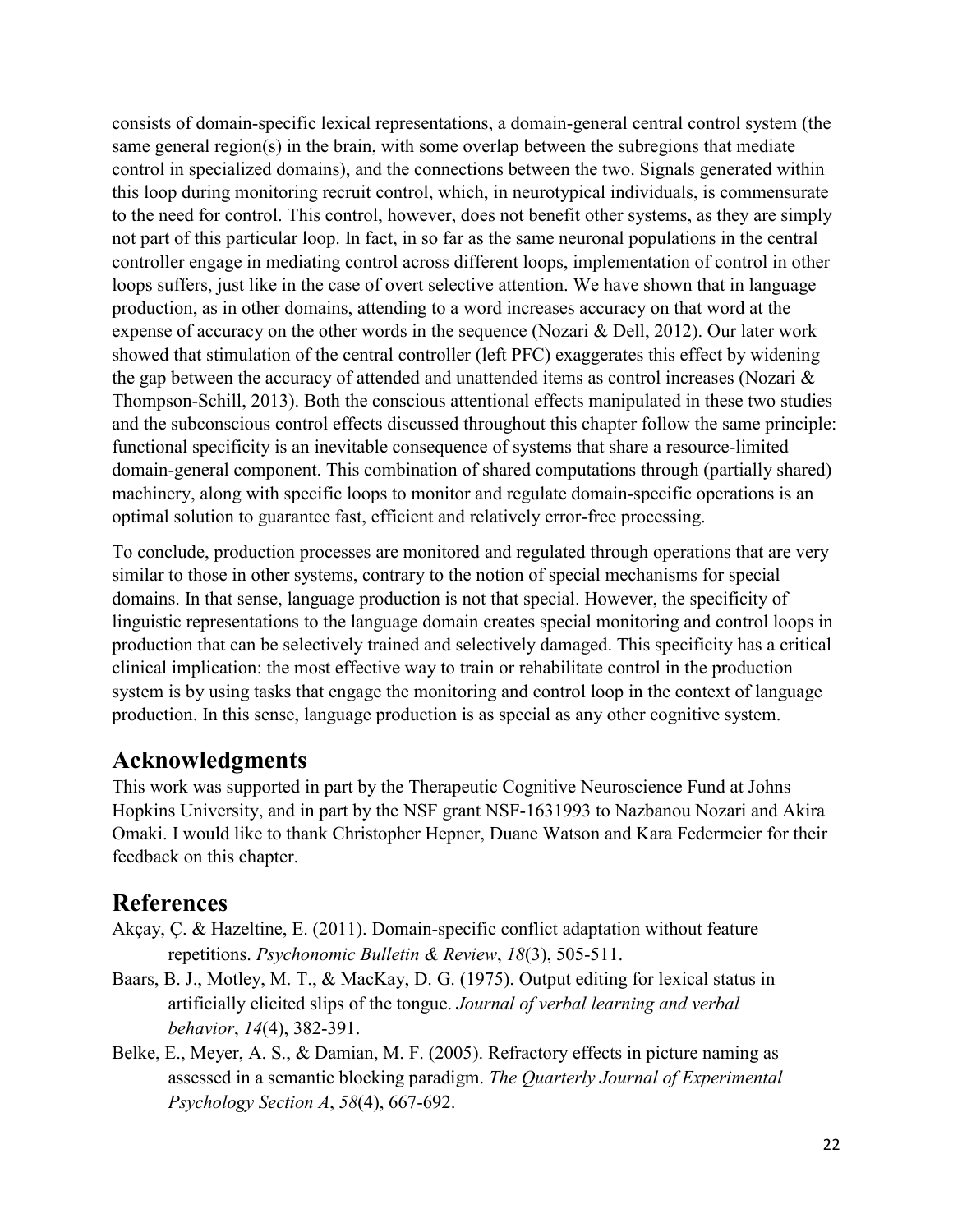consists of domain-specific lexical representations, a domain-general central control system (the same general region(s) in the brain, with some overlap between the subregions that mediate control in specialized domains), and the connections between the two. Signals generated within this loop during monitoring recruit control, which, in neurotypical individuals, is commensurate to the need for control. This control, however, does not benefit other systems, as they are simply not part of this particular loop. In fact, in so far as the same neuronal populations in the central controller engage in mediating control across different loops, implementation of control in other loops suffers, just like in the case of overt selective attention. We have shown that in language production, as in other domains, attending to a word increases accuracy on that word at the expense of accuracy on the other words in the sequence (Nozari & Dell, 2012). Our later work showed that stimulation of the central controller (left PFC) exaggerates this effect by widening the gap between the accuracy of attended and unattended items as control increases (Nozari & Thompson-Schill, 2013). Both the conscious attentional effects manipulated in these two studies and the subconscious control effects discussed throughout this chapter follow the same principle: functional specificity is an inevitable consequence of systems that share a resource-limited domain-general component. This combination of shared computations through (partially shared) machinery, along with specific loops to monitor and regulate domain-specific operations is an optimal solution to guarantee fast, efficient and relatively error-free processing.

To conclude, production processes are monitored and regulated through operations that are very similar to those in other systems, contrary to the notion of special mechanisms for special domains. In that sense, language production is not that special. However, the specificity of linguistic representations to the language domain creates special monitoring and control loops in production that can be selectively trained and selectively damaged. This specificity has a critical clinical implication: the most effective way to train or rehabilitate control in the production system is by using tasks that engage the monitoring and control loop in the context of language production. In this sense, language production is as special as any other cognitive system.

## Acknowledgments

This work was supported in part by the Therapeutic Cognitive Neuroscience Fund at Johns Hopkins University, and in part by the NSF grant NSF-1631993 to Nazbanou Nozari and Akira Omaki. I would like to thank Christopher Hepner, Duane Watson and Kara Federmeier for their feedback on this chapter.

## References

Akçay, Ç. & Hazeltine, E. (2011). Domain-specific conflict adaptation without feature repetitions. *Psychonomic Bulletin & Review*, *18*(3), 505-511.

Baars, B. J., Motley, M. T., & MacKay, D. G. (1975). Output editing for lexical status in artificially elicited slips of the tongue. *Journal of verbal learning and verbal behavior*, *14*(4), 382-391.

Belke, E., Meyer, A. S., & Damian, M. F. (2005). Refractory effects in picture naming as assessed in a semantic blocking paradigm. *The Quarterly Journal of Experimental Psychology Section A*, *58*(4), 667-692.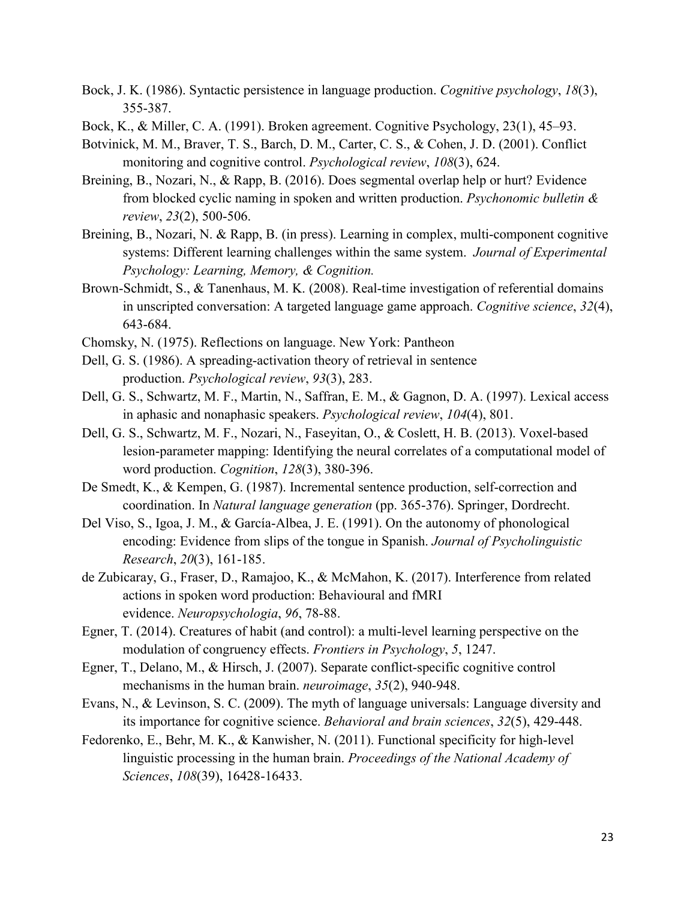Bock, J. K. (1986). Syntactic persistence in language production. *Cognitive psychology*, *18*(3), 355-387.

Bock, K., & Miller, C. A. (1991). Broken agreement. Cognitive Psychology, 23(1), 45–93.

Botvinick, M. M., Braver, T. S., Barch, D. M., Carter, C. S., & Cohen, J. D. (2001). Conflict monitoring and cognitive control. *Psychological review*, *108*(3), 624.

Breining, B., Nozari, N., & Rapp, B. (2016). Does segmental overlap help or hurt? Evidence from blocked cyclic naming in spoken and written production. *Psychonomic bulletin & review*, *23*(2), 500-506.

Breining, B., Nozari, N. & Rapp, B. (in press). Learning in complex, multi-component cognitive systems: Different learning challenges within the same system. *Journal of Experimental Psychology: Learning, Memory, & Cognition.*

Brown-Schmidt, S., & Tanenhaus, M. K. (2008). Real-time investigation of referential domains in unscripted conversation: A targeted language game approach. *Cognitive science*, *32*(4), 643-684.

Chomsky, N. (1975). Reflections on language. New York: Pantheon

Dell, G. S. (1986). A spreading-activation theory of retrieval in sentence production. *Psychological review*, *93*(3), 283.

Dell, G. S., Schwartz, M. F., Martin, N., Saffran, E. M., & Gagnon, D. A. (1997). Lexical access in aphasic and nonaphasic speakers. *Psychological review*, *104*(4), 801.

Dell, G. S., Schwartz, M. F., Nozari, N., Faseyitan, O., & Coslett, H. B. (2013). Voxel-based lesion-parameter mapping: Identifying the neural correlates of a computational model of word production. *Cognition*, *128*(3), 380-396.

De Smedt, K., & Kempen, G. (1987). Incremental sentence production, self-correction and coordination. In *Natural language generation* (pp. 365-376). Springer, Dordrecht.

Del Viso, S., Igoa, J. M., & García-Albea, J. E. (1991). On the autonomy of phonological encoding: Evidence from slips of the tongue in Spanish. *Journal of Psycholinguistic Research*, *20*(3), 161-185.

de Zubicaray, G., Fraser, D., Ramajoo, K., & McMahon, K. (2017). Interference from related actions in spoken word production: Behavioural and fMRI evidence. *Neuropsychologia*, *96*, 78-88.

Egner, T. (2014). Creatures of habit (and control): a multi-level learning perspective on the modulation of congruency effects. *Frontiers in Psychology*, *5*, 1247.

Egner, T., Delano, M., & Hirsch, J. (2007). Separate conflict-specific cognitive control mechanisms in the human brain. *neuroimage*, *35*(2), 940-948.

Evans, N., & Levinson, S. C. (2009). The myth of language universals: Language diversity and its importance for cognitive science. *Behavioral and brain sciences*, *32*(5), 429-448.

Fedorenko, E., Behr, M. K., & Kanwisher, N. (2011). Functional specificity for high-level linguistic processing in the human brain. *Proceedings of the National Academy of Sciences*, *108*(39), 16428-16433.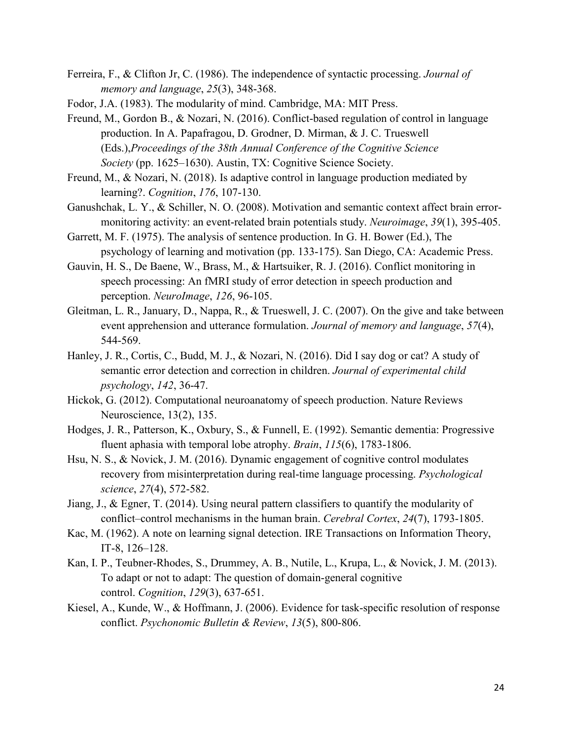Ferreira, F., & Clifton Jr, C. (1986). The independence of syntactic processing. *Journal of memory and language*, *25*(3), 348-368.

Fodor, J.A. (1983). The modularity of mind. Cambridge, MA: MIT Press.

Freund, M., Gordon B., & Nozari, N. (2016). Conflict-based regulation of control in language production. In A. Papafragou, D. Grodner, D. Mirman, & J. C. Trueswell (Eds.),*Proceedings of the 38th Annual Conference of the Cognitive Science Society* (pp. 1625–1630). Austin, TX: Cognitive Science Society.

Freund, M., & Nozari, N. (2018). Is adaptive control in language production mediated by learning?. *Cognition*, *176*, 107-130.

Ganushchak, L. Y., & Schiller, N. O. (2008). Motivation and semantic context affect brain error-monitoring activity: an event-related brain potentials study. *Neuroimage*, *39*(1), 395-405.

Garrett, M. F. (1975). The analysis of sentence production. In G. H. Bower (Ed.), The psychology of learning and motivation (pp. 133-175). San Diego, CA: Academic Press.

Gauvin, H. S., De Baene, W., Brass, M., & Hartsuiker, R. J. (2016). Conflict monitoring in speech processing: An fMRI study of error detection in speech production and perception. *NeuroImage*, *126*, 96-105.

Gleitman, L. R., January, D., Nappa, R., & Trueswell, J. C. (2007). On the give and take between event apprehension and utterance formulation. *Journal of memory and language*, *57*(4), 544-569.

Hanley, J. R., Cortis, C., Budd, M. J., & Nozari, N. (2016). Did I say dog or cat? A study of semantic error detection and correction in children. *Journal of experimental child psychology*, *142*, 36-47.

Hickok, G. (2012). Computational neuroanatomy of speech production. Nature Reviews Neuroscience, 13(2), 135.

Hodges, J. R., Patterson, K., Oxbury, S., & Funnell, E. (1992). Semantic dementia: Progressive fluent aphasia with temporal lobe atrophy. *Brain*, *115*(6), 1783-1806.

Hsu, N. S., & Novick, J. M. (2016). Dynamic engagement of cognitive control modulates recovery from misinterpretation during real-time language processing. *Psychological science*, *27*(4), 572-582.

Jiang, J., & Egner, T. (2014). Using neural pattern classifiers to quantify the modularity of conflict–control mechanisms in the human brain. *Cerebral Cortex*, *24*(7), 1793-1805.

Kac, M. (1962). A note on learning signal detection. IRE Transactions on Information Theory, IT-8, 126–128.

Kan, I. P., Teubner-Rhodes, S., Drummey, A. B., Nutile, L., Krupa, L., & Novick, J. M. (2013). To adapt or not to adapt: The question of domain-general cognitive control. *Cognition*, *129*(3), 637-651.

Kiesel, A., Kunde, W., & Hoffmann, J. (2006). Evidence for task-specific resolution of response conflict. *Psychonomic Bulletin & Review*, *13*(5), 800-806.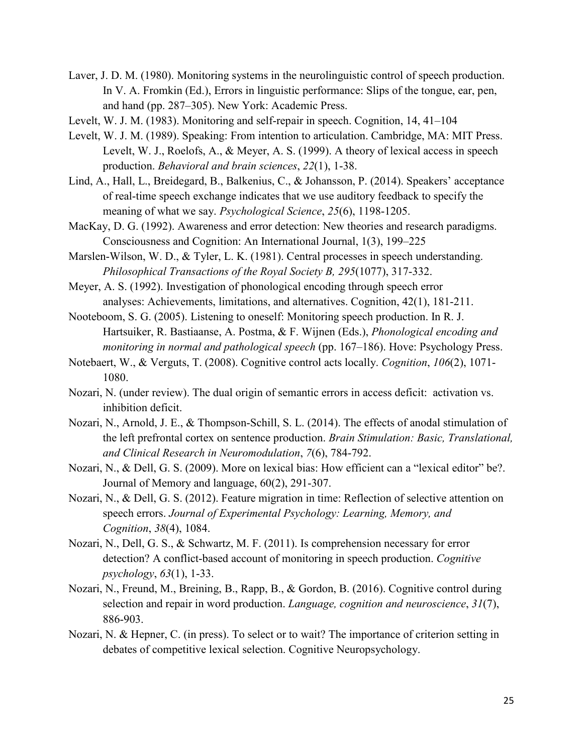Laver, J. D. M. (1980). Monitoring systems in the neurolinguistic control of speech production. In V. A. Fromkin (Ed.), Errors in linguistic performance: Slips of the tongue, ear, pen, and hand (pp. 287–305). New York: Academic Press.

Levelt, W. J. M. (1983). Monitoring and self-repair in speech. Cognition, 14, 41–104

Levelt, W. J. M. (1989). Speaking: From intention to articulation. Cambridge, MA: MIT Press. Levelt, W. J., Roelofs, A., & Meyer, A. S. (1999). A theory of lexical access in speech production. *Behavioral and brain sciences*, *22*(1), 1-38.

Lind, A., Hall, L., Breidegard, B., Balkenius, C., & Johansson, P. (2014). Speakers' acceptance of real-time speech exchange indicates that we use auditory feedback to specify the meaning of what we say. *Psychological Science*, *25*(6), 1198-1205.

MacKay, D. G. (1992). Awareness and error detection: New theories and research paradigms. Consciousness and Cognition: An International Journal, 1(3), 199–225

Marslen-Wilson, W. D., & Tyler, L. K. (1981). Central processes in speech understanding. *Philosophical Transactions of the Royal Society B, 295*(1077), 317-332.

Meyer, A. S. (1992). Investigation of phonological encoding through speech error analyses: Achievements, limitations, and alternatives. Cognition, 42(1), 181-211.

Nooteboom, S. G. (2005). Listening to oneself: Monitoring speech production. In R. J. Hartsuiker, R. Bastiaanse, A. Postma, & F. Wijnen (Eds.), *Phonological encoding and monitoring in normal and pathological speech* (pp. 167–186). Hove: Psychology Press.

Notebaert, W., & Verguts, T. (2008). Cognitive control acts locally. *Cognition*, *106*(2), 1071-1080.

Nozari, N. (under review). The dual origin of semantic errors in access deficit: activation vs. inhibition deficit.

Nozari, N., Arnold, J. E., & Thompson-Schill, S. L. (2014). The effects of anodal stimulation of the left prefrontal cortex on sentence production. *Brain Stimulation: Basic, Translational, and Clinical Research in Neuromodulation*, *7*(6), 784-792.

Nozari, N., & Dell, G. S. (2009). More on lexical bias: How efficient can a "lexical editor" be?. Journal of Memory and language, 60(2), 291-307.

Nozari, N., & Dell, G. S. (2012). Feature migration in time: Reflection of selective attention on speech errors. *Journal of Experimental Psychology: Learning, Memory, and Cognition*, *38*(4), 1084.

Nozari, N., Dell, G. S., & Schwartz, M. F. (2011). Is comprehension necessary for error detection? A conflict-based account of monitoring in speech production. *Cognitive psychology*, *63*(1), 1-33.

Nozari, N., Freund, M., Breining, B., Rapp, B., & Gordon, B. (2016). Cognitive control during selection and repair in word production. *Language, cognition and neuroscience*, *31*(7), 886-903.

Nozari, N. & Hepner, C. (in press). To select or to wait? The importance of criterion setting in debates of competitive lexical selection. Cognitive Neuropsychology.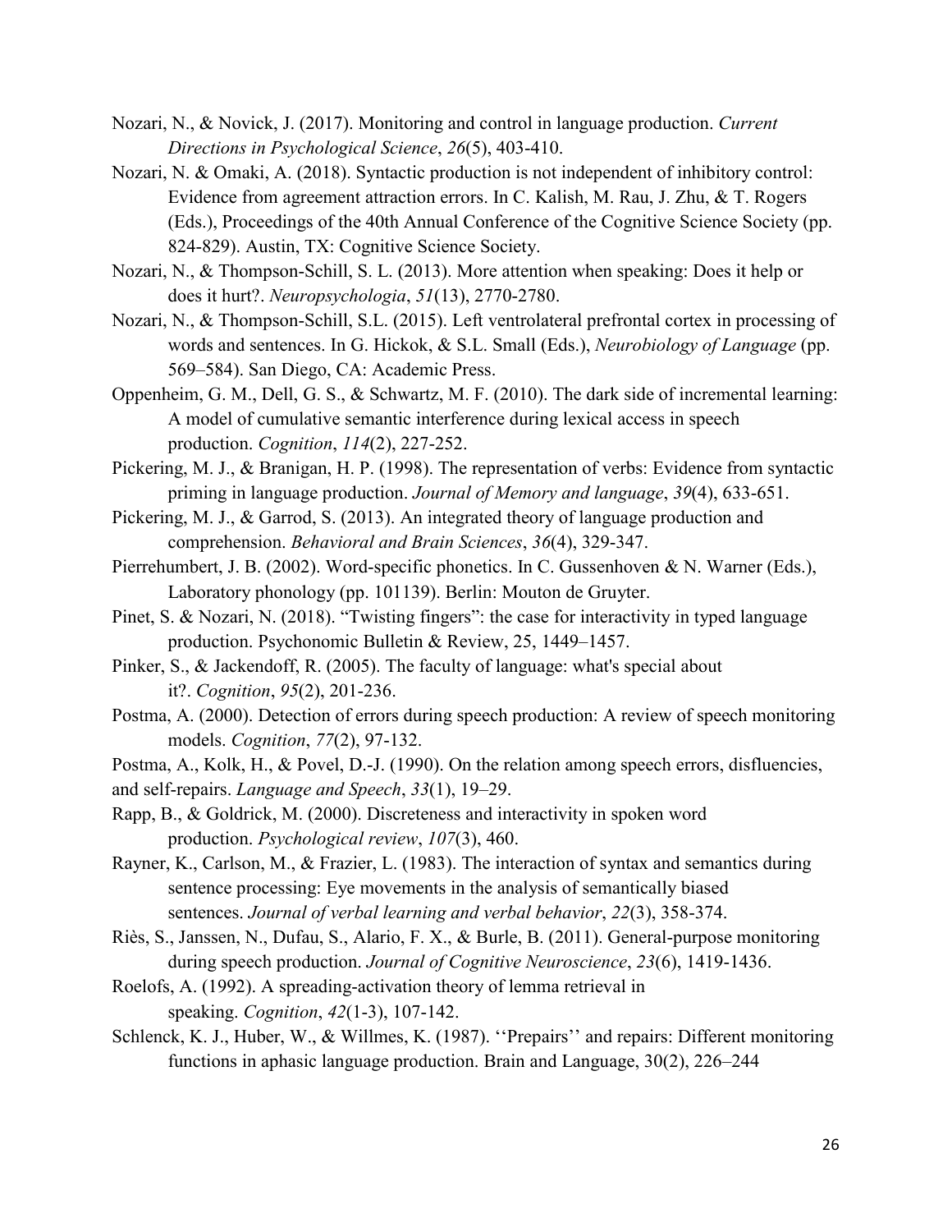Nozari, N., & Novick, J. (2017). Monitoring and control in language production. *Current Directions in Psychological Science*, *26*(5), 403-410.

Nozari, N. & Omaki, A. (2018). Syntactic production is not independent of inhibitory control: Evidence from agreement attraction errors. In C. Kalish, M. Rau, J. Zhu, & T. Rogers (Eds.), Proceedings of the 40th Annual Conference of the Cognitive Science Society (pp. 824-829). Austin, TX: Cognitive Science Society.

Nozari, N., & Thompson-Schill, S. L. (2013). More attention when speaking: Does it help or does it hurt?. *Neuropsychologia*, *51*(13), 2770-2780.

Nozari, N., & Thompson-Schill, S.L. (2015). Left ventrolateral prefrontal cortex in processing of words and sentences. In G. Hickok, & S.L. Small (Eds.), *Neurobiology of Language* (pp. 569–584). San Diego, CA: Academic Press.

Oppenheim, G. M., Dell, G. S., & Schwartz, M. F. (2010). The dark side of incremental learning: A model of cumulative semantic interference during lexical access in speech production. *Cognition*, *114*(2), 227-252.

Pickering, M. J., & Branigan, H. P. (1998). The representation of verbs: Evidence from syntactic priming in language production. *Journal of Memory and language*, *39*(4), 633-651.

Pickering, M. J., & Garrod, S. (2013). An integrated theory of language production and comprehension. *Behavioral and Brain Sciences*, *36*(4), 329-347.

Pierrehumbert, J. B. (2002). Word-specific phonetics. In C. Gussenhoven & N. Warner (Eds.), Laboratory phonology (pp. 101139). Berlin: Mouton de Gruyter.

Pinet, S. & Nozari, N. (2018). "Twisting fingers": the case for interactivity in typed language production. Psychonomic Bulletin & Review, 25, 1449–1457.

Pinker, S., & Jackendoff, R. (2005). The faculty of language: what's special about it?. *Cognition*, *95*(2), 201-236.

Postma, A. (2000). Detection of errors during speech production: A review of speech monitoring models. *Cognition*, *77*(2), 97-132.

Postma, A., Kolk, H., & Povel, D.-J. (1990). On the relation among speech errors, disfluencies, and self-repairs. *Language and Speech*, *33*(1), 19–29.

Rapp, B., & Goldrick, M. (2000). Discreteness and interactivity in spoken word production. *Psychological review*, *107*(3), 460.

Rayner, K., Carlson, M., & Frazier, L. (1983). The interaction of syntax and semantics during sentence processing: Eye movements in the analysis of semantically biased sentences. *Journal of verbal learning and verbal behavior*, *22*(3), 358-374.

Riès, S., Janssen, N., Dufau, S., Alario, F. X., & Burle, B. (2011). General-purpose monitoring during speech production. *Journal of Cognitive Neuroscience*, *23*(6), 1419-1436.

Roelofs, A. (1992). A spreading-activation theory of lemma retrieval in speaking. *Cognition*, *42*(1-3), 107-142.

Schlenck, K. J., Huber, W., & Willmes, K. (1987). ''Prepairs'' and repairs: Different monitoring functions in aphasic language production. Brain and Language, 30(2), 226–244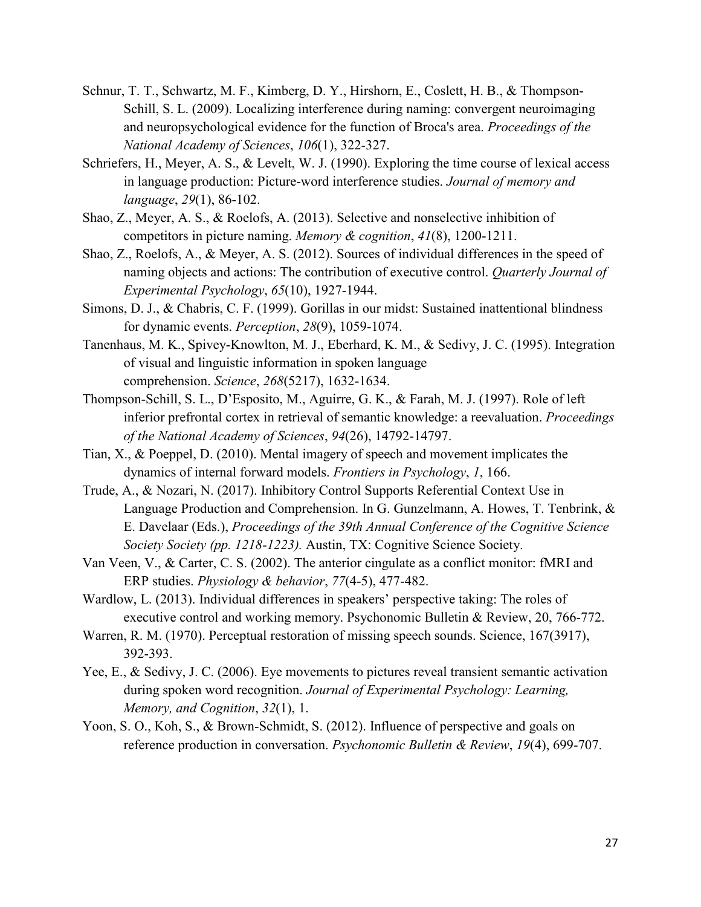Schnur, T. T., Schwartz, M. F., Kimberg, D. Y., Hirshorn, E., Coslett, H. B., & Thompson-Schill, S. L. (2009). Localizing interference during naming: convergent neuroimaging and neuropsychological evidence for the function of Broca's area. *Proceedings of the National Academy of Sciences*, *106*(1), 322-327.

Schriefers, H., Meyer, A. S., & Levelt, W. J. (1990). Exploring the time course of lexical access in language production: Picture-word interference studies. *Journal of memory and language*, *29*(1), 86-102.

Shao, Z., Meyer, A. S., & Roelofs, A. (2013). Selective and nonselective inhibition of competitors in picture naming. *Memory & cognition*, *41*(8), 1200-1211.

Shao, Z., Roelofs, A., & Meyer, A. S. (2012). Sources of individual differences in the speed of naming objects and actions: The contribution of executive control. *Quarterly Journal of Experimental Psychology*, *65*(10), 1927-1944.

Simons, D. J., & Chabris, C. F. (1999). Gorillas in our midst: Sustained inattentional blindness for dynamic events. *Perception*, *28*(9), 1059-1074.

Tanenhaus, M. K., Spivey-Knowlton, M. J., Eberhard, K. M., & Sedivy, J. C. (1995). Integration of visual and linguistic information in spoken language comprehension. *Science*, *268*(5217), 1632-1634.

Thompson-Schill, S. L., D'Esposito, M., Aguirre, G. K., & Farah, M. J. (1997). Role of left inferior prefrontal cortex in retrieval of semantic knowledge: a reevaluation. *Proceedings of the National Academy of Sciences*, *94*(26), 14792-14797.

Tian, X., & Poeppel, D. (2010). Mental imagery of speech and movement implicates the dynamics of internal forward models. *Frontiers in Psychology*, *1*, 166.

Trude, A., & Nozari, N. (2017). Inhibitory Control Supports Referential Context Use in Language Production and Comprehension. In G. Gunzelmann, A. Howes, T. Tenbrink, & E. Davelaar (Eds.), *Proceedings of the 39th Annual Conference of the Cognitive Science Society Society (pp. 1218-1223).* Austin, TX: Cognitive Science Society.

Van Veen, V., & Carter, C. S. (2002). The anterior cingulate as a conflict monitor: fMRI and ERP studies. *Physiology & behavior*, *77*(4-5), 477-482.

Wardlow, L. (2013). Individual differences in speakers' perspective taking: The roles of executive control and working memory. Psychonomic Bulletin & Review, 20, 766-772.

Warren, R. M. (1970). Perceptual restoration of missing speech sounds. Science, 167(3917), 392-393.

Yee, E., & Sedivy, J. C. (2006). Eye movements to pictures reveal transient semantic activation during spoken word recognition. *Journal of Experimental Psychology: Learning, Memory, and Cognition*, *32*(1), 1.

Yoon, S. O., Koh, S., & Brown-Schmidt, S. (2012). Influence of perspective and goals on reference production in conversation. *Psychonomic Bulletin & Review*, *19*(4), 699-707.